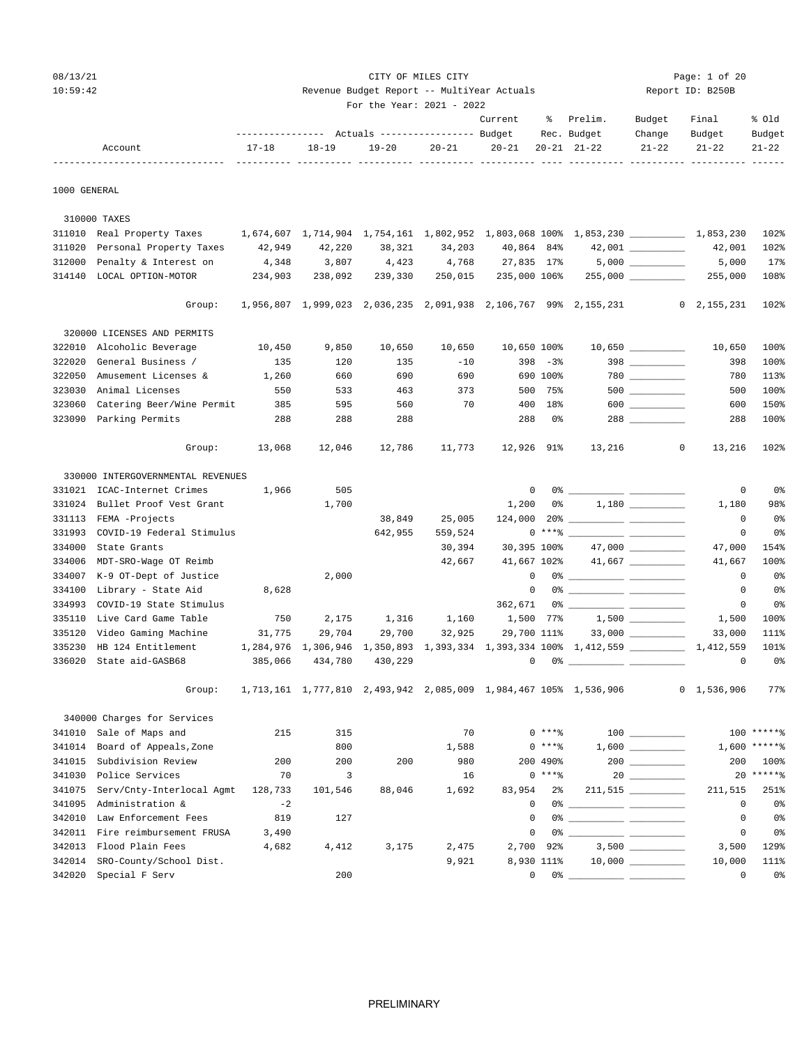CITY OF MILES CITY

Revenue Budget Report -- MultiYear Actuals

For the Year: 2021 - 2022

Report ID: B250B

08/13/21 10:59:42

| Account | | 17-18 Actuals | 18-19 Actuals | 19-20 Actuals | 20-21 Actuals | Current Budget 20-21 | % Rec. 20-21 | Prelim. Budget 21-22 | Budget Change 21-22 | Final Budget 21-22 | % Old Budget 21-22 |
|---|---|---|---|---|---|---|---|---|---|---|---|
| **1000 GENERAL** | | | | | | | | | | | |
| **310000 TAXES** | | | | | | | | | | | |
| 311010 | Real Property Taxes | 1,674,607 | 1,714,904 | 1,754,161 | 1,802,952 | 1,803,068 | 100% | 1,853,230 | | 1,853,230 | 102% |
| 311020 | Personal Property Taxes | 42,949 | 42,220 | 38,321 | 34,203 | 40,864 | 84% | 42,001 | | 42,001 | 102% |
| 312000 | Penalty & Interest on | 4,348 | 3,807 | 4,423 | 4,768 | 27,835 | 17% | 5,000 | | 5,000 | 17% |
| 314140 | LOCAL OPTION-MOTOR | 234,903 | 238,092 | 239,330 | 250,015 | 235,000 | 106% | 255,000 | | 255,000 | 108% |
| | Group: | 1,956,807 | 1,999,023 | 2,036,235 | 2,091,938 | 2,106,767 | 99% | 2,155,231 | 0 | 2,155,231 | 102% |
| **320000 LICENSES AND PERMITS** | | | | | | | | | | | |
| 322010 | Alcoholic Beverage | 10,450 | 9,850 | 10,650 | 10,650 | 10,650 | 100% | 10,650 | | 10,650 | 100% |
| 322020 | General Business / | 135 | 120 | 135 | -10 | 398 | -3% | 398 | | 398 | 100% |
| 322050 | Amusement Licenses & | 1,260 | 660 | 690 | 690 | 690 | 100% | 780 | | 780 | 113% |
| 323030 | Animal Licenses | 550 | 533 | 463 | 373 | 500 | 75% | 500 | | 500 | 100% |
| 323060 | Catering Beer/Wine Permit | 385 | 595 | 560 | 70 | 400 | 18% | 600 | | 600 | 150% |
| 323090 | Parking Permits | 288 | 288 | 288 | | 288 | 0% | 288 | | 288 | 100% |
| | Group: | 13,068 | 12,046 | 12,786 | 11,773 | 12,926 | 91% | 13,216 | 0 | 13,216 | 102% |
| **330000 INTERGOVERNMENTAL REVENUES** | | | | | | | | | | | |
| 331021 | ICAC-Internet Crimes | 1,966 | 505 | | | 0 | 0% | | | 0 | 0% |
| 331024 | Bullet Proof Vest Grant | | 1,700 | | | 1,200 | 0% | 1,180 | | 1,180 | 98% |
| 331113 | FEMA -Projects | | | 38,849 | 25,005 | 124,000 | 20% | | | 0 | 0% |
| 331993 | COVID-19 Federal Stimulus | | | 642,955 | 559,524 | 0 | ***% | | | 0 | 0% |
| 334000 | State Grants | | | | 30,394 | 30,395 | 100% | 47,000 | | 47,000 | 154% |
| 334006 | MDT-SRO-Wage OT Reimb | | | | 42,667 | 41,667 | 102% | 41,667 | | 41,667 | 100% |
| 334007 | K-9 OT-Dept of Justice | | 2,000 | | | 0 | 0% | | | 0 | 0% |
| 334100 | Library - State Aid | 8,628 | | | | 0 | 0% | | | 0 | 0% |
| 334993 | COVID-19 State Stimulus | | | | | 362,671 | 0% | | | 0 | 0% |
| 335110 | Live Card Game Table | 750 | 2,175 | 1,316 | 1,160 | 1,500 | 77% | 1,500 | | 1,500 | 100% |
| 335120 | Video Gaming Machine | 31,775 | 29,704 | 29,700 | 32,925 | 29,700 | 111% | 33,000 | | 33,000 | 111% |
| 335230 | HB 124 Entitlement | 1,284,976 | 1,306,946 | 1,350,893 | 1,393,334 | 1,393,334 | 100% | 1,412,559 | | 1,412,559 | 101% |
| 336020 | State aid-GASB68 | 385,066 | 434,780 | 430,229 | | 0 | 0% | | | 0 | 0% |
| | Group: | 1,713,161 | 1,777,810 | 2,493,942 | 2,085,009 | 1,984,467 | 105% | 1,536,906 | 0 | 1,536,906 | 77% |
| **340000 Charges for Services** | | | | | | | | | | | |
| 341010 | Sale of Maps and | 215 | 315 | | 70 | 0 | ***% | 100 | | 100 | *****% |
| 341014 | Board of Appeals,Zone | | 800 | | 1,588 | 0 | ***% | 1,600 | | 1,600 | *****% |
| 341015 | Subdivision Review | 200 | 200 | 200 | 980 | 200 | 490% | 200 | | 200 | 100% |
| 341030 | Police Services | 70 | 3 | | 16 | 0 | ***% | 20 | | 20 | *****% |
| 341075 | Serv/Cnty-Interlocal Agmt | 128,733 | 101,546 | 88,046 | 1,692 | 83,954 | 2% | 211,515 | | 211,515 | 251% |
| 341095 | Administration & | -2 | | | | 0 | 0% | | | 0 | 0% |
| 342010 | Law Enforcement Fees | 819 | 127 | | | 0 | 0% | | | 0 | 0% |
| 342011 | Fire reimbursement FRUSA | 3,490 | | | | 0 | 0% | | | 0 | 0% |
| 342013 | Flood Plain Fees | 4,682 | 4,412 | 3,175 | 2,475 | 2,700 | 92% | 3,500 | | 3,500 | 129% |
| 342014 | SRO-County/School Dist. | | | | 9,921 | 8,930 | 111% | 10,000 | | 10,000 | 111% |
| 342020 | Special F Serv | | 200 | | | 0 | 0% | | | 0 | 0% |

PRELIMINARY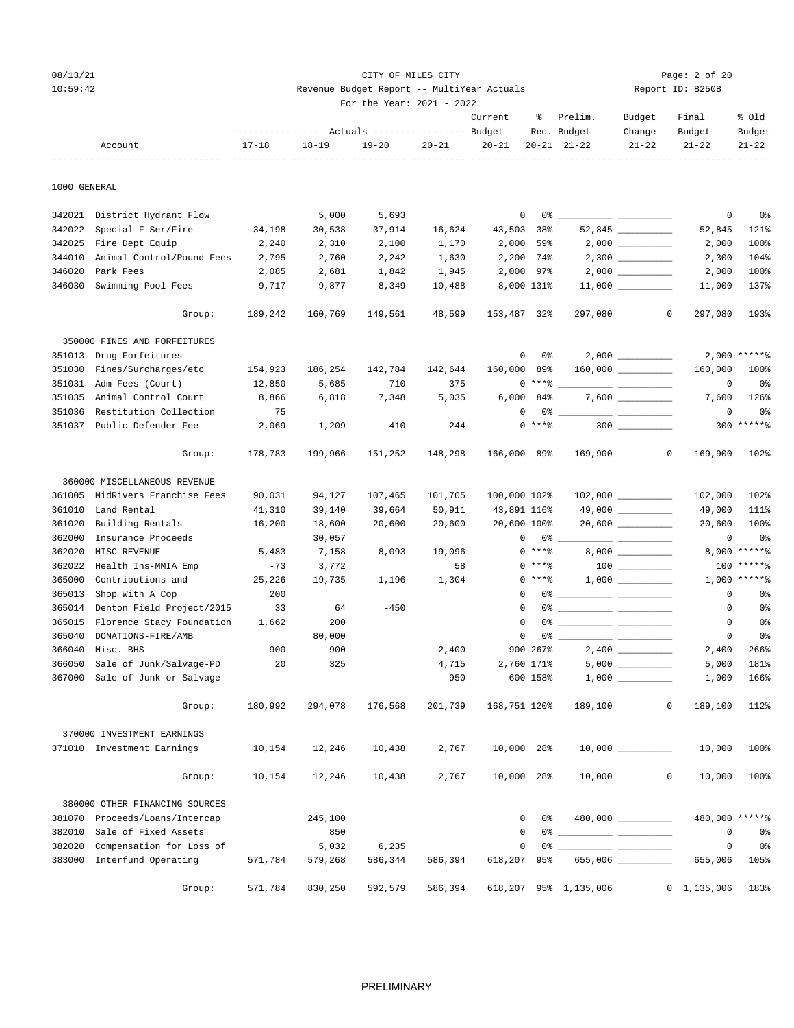CITY OF MILES CITY

Revenue Budget Report -- MultiYear Actuals

For the Year: 2021 - 2022

Report ID: B250B

| Account | | Actuals 17-18 | Actuals 18-19 | Actuals 19-20 | Actuals 20-21 | Current Budget 20-21 | % Rec. 20-21 | Prelim. Budget 21-22 | Budget Change 21-22 | Final Budget 21-22 | % Old Budget 21-22 |
|---|---|---|---|---|---|---|---|---|---|---|---|
| **1000 GENERAL** | | | | | | | | | | | |
| 342021 | District Hydrant Flow | | 5,000 | 5,693 | | 0 | 0% | | | 0 | 0% |
| 342022 | Special F Ser/Fire | 34,198 | 30,538 | 37,914 | 16,624 | 43,503 | 38% | 52,845 | | 52,845 | 121% |
| 342025 | Fire Dept Equip | 2,240 | 2,310 | 2,100 | 1,170 | 2,000 | 59% | 2,000 | | 2,000 | 100% |
| 344010 | Animal Control/Pound Fees | 2,795 | 2,760 | 2,242 | 1,630 | 2,200 | 74% | 2,300 | | 2,300 | 104% |
| 346020 | Park Fees | 2,085 | 2,681 | 1,842 | 1,945 | 2,000 | 97% | 2,000 | | 2,000 | 100% |
| 346030 | Swimming Pool Fees | 9,717 | 9,877 | 8,349 | 10,488 | 8,000 | 131% | 11,000 | | 11,000 | 137% |
| | Group: | 189,242 | 160,769 | 149,561 | 48,599 | 153,487 | 32% | 297,080 | 0 | 297,080 | 193% |
| **350000 FINES AND FORFEITURES** | | | | | | | | | | | |
| 351013 | Drug Forfeitures | | | | | 0 | 0% | 2,000 | | 2,000 | *****% |
| 351030 | Fines/Surcharges/etc | 154,923 | 186,254 | 142,784 | 142,644 | 160,000 | 89% | 160,000 | | 160,000 | 100% |
| 351031 | Adm Fees (Court) | 12,850 | 5,685 | 710 | 375 | 0 | ***% | | | 0 | 0% |
| 351035 | Animal Control Court | 8,866 | 6,818 | 7,348 | 5,035 | 6,000 | 84% | 7,600 | | 7,600 | 126% |
| 351036 | Restitution Collection | 75 | | | | 0 | 0% | | | 0 | 0% |
| 351037 | Public Defender Fee | 2,069 | 1,209 | 410 | 244 | 0 | ***% | 300 | | 300 | *****% |
| | Group: | 178,783 | 199,966 | 151,252 | 148,298 | 166,000 | 89% | 169,900 | 0 | 169,900 | 102% |
| **360000 MISCELLANEOUS REVENUE** | | | | | | | | | | | |
| 361005 | MidRivers Franchise Fees | 90,031 | 94,127 | 107,465 | 101,705 | 100,000 | 102% | 102,000 | | 102,000 | 102% |
| 361010 | Land Rental | 41,310 | 39,140 | 39,664 | 50,911 | 43,891 | 116% | 49,000 | | 49,000 | 111% |
| 361020 | Building Rentals | 16,200 | 18,600 | 20,600 | 20,600 | 20,600 | 100% | 20,600 | | 20,600 | 100% |
| 362000 | Insurance Proceeds | | 30,057 | | | 0 | 0% | | | 0 | 0% |
| 362020 | MISC REVENUE | 5,483 | 7,158 | 8,093 | 19,096 | 0 | ***% | 8,000 | | 8,000 | *****% |
| 362022 | Health Ins-MMIA Emp | -73 | 3,772 | | 58 | 0 | ***% | 100 | | 100 | *****% |
| 365000 | Contributions and | 25,226 | 19,735 | 1,196 | 1,304 | 0 | ***% | 1,000 | | 1,000 | *****% |
| 365013 | Shop With A Cop | 200 | | | | 0 | 0% | | | 0 | 0% |
| 365014 | Denton Field Project/2015 | 33 | 64 | -450 | | 0 | 0% | | | 0 | 0% |
| 365015 | Florence Stacy Foundation | 1,662 | 200 | | | 0 | 0% | | | 0 | 0% |
| 365040 | DONATIONS-FIRE/AMB | | 80,000 | | | 0 | 0% | | | 0 | 0% |
| 366040 | Misc.-BHS | 900 | 900 | | 2,400 | 900 | 267% | 2,400 | | 2,400 | 266% |
| 366050 | Sale of Junk/Salvage-PD | 20 | 325 | | 4,715 | 2,760 | 171% | 5,000 | | 5,000 | 181% |
| 367000 | Sale of Junk or Salvage | | | | 950 | 600 | 158% | 1,000 | | 1,000 | 166% |
| | Group: | 180,992 | 294,078 | 176,568 | 201,739 | 168,751 | 120% | 189,100 | 0 | 189,100 | 112% |
| **370000 INVESTMENT EARNINGS** | | | | | | | | | | | |
| 371010 | Investment Earnings | 10,154 | 12,246 | 10,438 | 2,767 | 10,000 | 28% | 10,000 | | 10,000 | 100% |
| | Group: | 10,154 | 12,246 | 10,438 | 2,767 | 10,000 | 28% | 10,000 | 0 | 10,000 | 100% |
| **380000 OTHER FINANCING SOURCES** | | | | | | | | | | | |
| 381070 | Proceeds/Loans/Intercap | | 245,100 | | | 0 | 0% | 480,000 | | 480,000 | *****% |
| 382010 | Sale of Fixed Assets | | 850 | | | 0 | 0% | | | 0 | 0% |
| 382020 | Compensation for Loss of | | 5,032 | 6,235 | | 0 | 0% | | | 0 | 0% |
| 383000 | Interfund Operating | 571,784 | 579,268 | 586,344 | 586,394 | 618,207 | 95% | 655,006 | | 655,006 | 105% |
| | Group: | 571,784 | 830,250 | 592,579 | 586,394 | 618,207 | 95% | 1,135,006 | 0 | 1,135,006 | 183% |

PRELIMINARY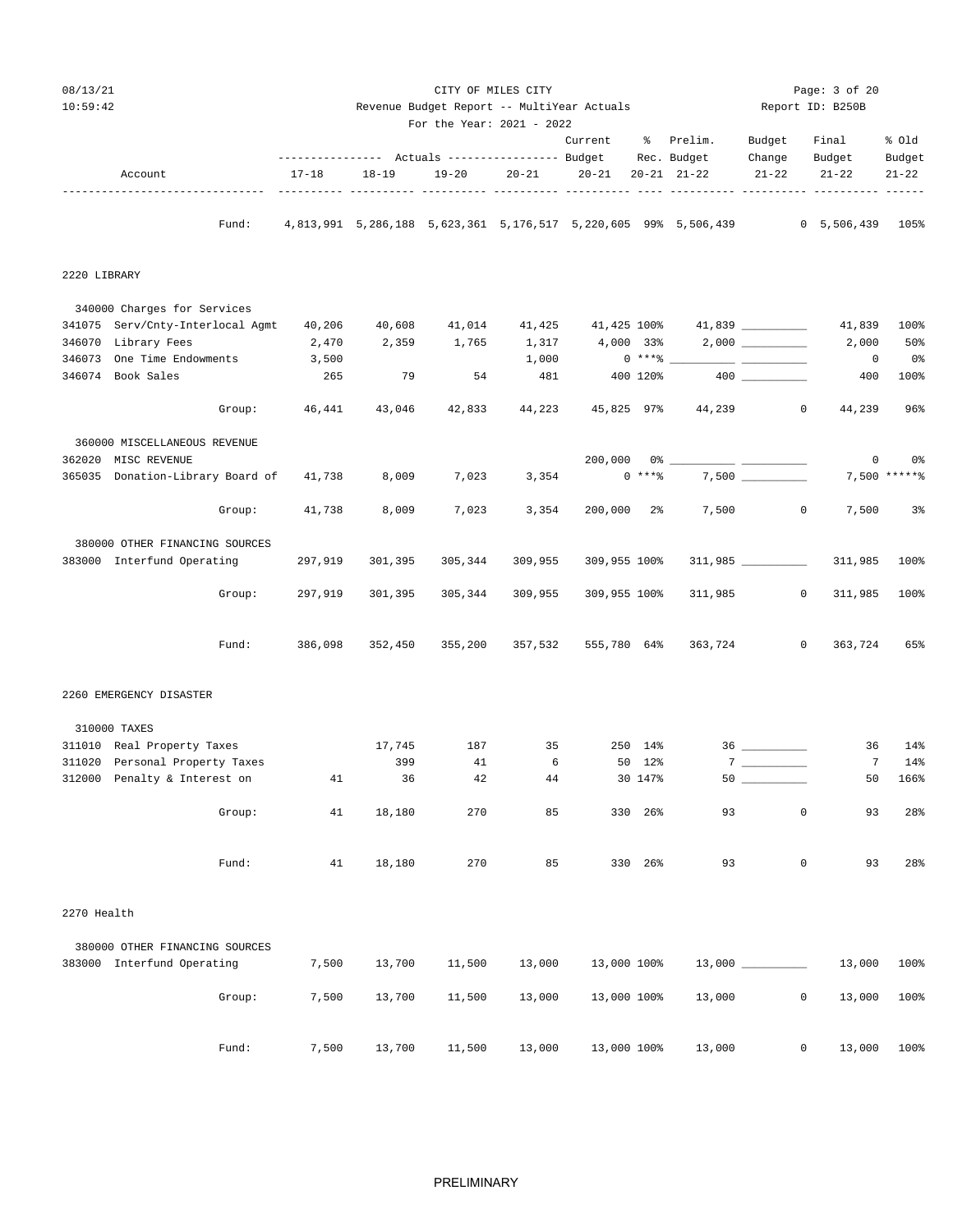CITY OF MILES CITY

Revenue Budget Report -- MultiYear Actuals

For the Year: 2021 - 2022

| Account | 17-18 Actuals | 18-19 Actuals | 19-20 Actuals | 20-21 Actuals | Current Budget 20-21 | % Rec. 20-21 | Prelim. Budget 21-22 | Budget Change 21-22 | Final Budget 21-22 | % Old Budget 21-22 |
|---|---|---|---|---|---|---|---|---|---|---|
| Fund: | 4,813,991 | 5,286,188 | 5,623,361 | 5,176,517 | 5,220,605 | 99% | 5,506,439 | 0 | 5,506,439 | 105% |
| **2220 LIBRARY** | | | | | | | | | | |
| 340000 Charges for Services | | | | | | | | | | |
| 341075 Serv/Cnty-Interlocal Agmt | 40,206 | 40,608 | 41,014 | 41,425 | 41,425 | 100% | 41,839 | | 41,839 | 100% |
| 346070 Library Fees | 2,470 | 2,359 | 1,765 | 1,317 | 4,000 | 33% | 2,000 | | 2,000 | 50% |
| 346073 One Time Endowments | 3,500 | | | 1,000 | 0 | ***% | | | 0 | 0% |
| 346074 Book Sales | 265 | 79 | 54 | 481 | 400 | 120% | 400 | | 400 | 100% |
| Group: | 46,441 | 43,046 | 42,833 | 44,223 | 45,825 | 97% | 44,239 | 0 | 44,239 | 96% |
| 360000 MISCELLANEOUS REVENUE | | | | | | | | | | |
| 362020 MISC REVENUE | | | | | 200,000 | 0% | | | 0 | 0% |
| 365035 Donation-Library Board of | 41,738 | 8,009 | 7,023 | 3,354 | 0 | ***% | 7,500 | | 7,500 | *****% |
| Group: | 41,738 | 8,009 | 7,023 | 3,354 | 200,000 | 2% | 7,500 | 0 | 7,500 | 3% |
| 380000 OTHER FINANCING SOURCES | | | | | | | | | | |
| 383000 Interfund Operating | 297,919 | 301,395 | 305,344 | 309,955 | 309,955 | 100% | 311,985 | | 311,985 | 100% |
| Group: | 297,919 | 301,395 | 305,344 | 309,955 | 309,955 | 100% | 311,985 | 0 | 311,985 | 100% |
| Fund: | 386,098 | 352,450 | 355,200 | 357,532 | 555,780 | 64% | 363,724 | 0 | 363,724 | 65% |
| **2260 EMERGENCY DISASTER** | | | | | | | | | | |
| 310000 TAXES | | | | | | | | | | |
| 311010 Real Property Taxes | | 17,745 | 187 | 35 | 250 | 14% | 36 | | 36 | 14% |
| 311020 Personal Property Taxes | | 399 | 41 | 6 | 50 | 12% | 7 | | 7 | 14% |
| 312000 Penalty & Interest on | 41 | 36 | 42 | 44 | 30 | 147% | 50 | | 50 | 166% |
| Group: | 41 | 18,180 | 270 | 85 | 330 | 26% | 93 | 0 | 93 | 28% |
| Fund: | 41 | 18,180 | 270 | 85 | 330 | 26% | 93 | 0 | 93 | 28% |
| **2270 Health** | | | | | | | | | | |
| 380000 OTHER FINANCING SOURCES | | | | | | | | | | |
| 383000 Interfund Operating | 7,500 | 13,700 | 11,500 | 13,000 | 13,000 | 100% | 13,000 | | 13,000 | 100% |
| Group: | 7,500 | 13,700 | 11,500 | 13,000 | 13,000 | 100% | 13,000 | 0 | 13,000 | 100% |
| Fund: | 7,500 | 13,700 | 11,500 | 13,000 | 13,000 | 100% | 13,000 | 0 | 13,000 | 100% |

PRELIMINARY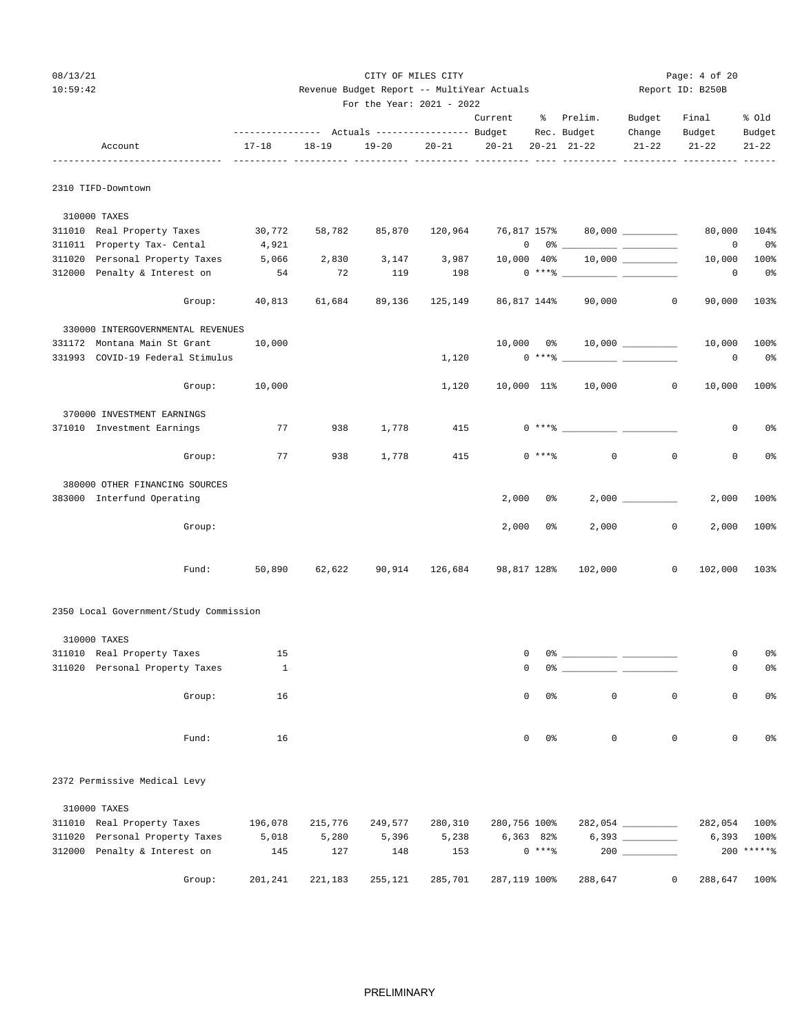CITY OF MILES CITY

Revenue Budget Report -- MultiYear Actuals

For the Year: 2021 - 2022

| Account | Actuals 17-18 | Actuals 18-19 | Actuals 19-20 | Actuals 20-21 | Current Budget 20-21 | % Rec. 20-21 | Prelim. Budget 21-22 | Budget Change 21-22 | Final Budget 21-22 | % Old Budget 21-22 |
|---|---|---|---|---|---|---|---|---|---|---|
| **2310 TIFD-Downtown** | | | | | | | | | | |
| 310000 TAXES | | | | | | | | | | |
| 311010 Real Property Taxes | 30,772 | 58,782 | 85,870 | 120,964 | 76,817 | 157% | 80,000 | __________ | 80,000 | 104% |
| 311011 Property Tax- Cental | 4,921 | | | | 0 | 0% | __________ | __________ | 0 | 0% |
| 311020 Personal Property Taxes | 5,066 | 2,830 | 3,147 | 3,987 | 10,000 | 40% | 10,000 | __________ | 10,000 | 100% |
| 312000 Penalty & Interest on | 54 | 72 | 119 | 198 | 0 | ***% | __________ | __________ | 0 | 0% |
| Group: | 40,813 | 61,684 | 89,136 | 125,149 | 86,817 | 144% | 90,000 | 0 | 90,000 | 103% |
| 330000 INTERGOVERNMENTAL REVENUES | | | | | | | | | | |
| 331172 Montana Main St Grant | 10,000 | | | | 10,000 | 0% | 10,000 | __________ | 10,000 | 100% |
| 331993 COVID-19 Federal Stimulus | | | | 1,120 | 0 | ***% | __________ | __________ | 0 | 0% |
| Group: | 10,000 | | | 1,120 | 10,000 | 11% | 10,000 | 0 | 10,000 | 100% |
| 370000 INVESTMENT EARNINGS | | | | | | | | | | |
| 371010 Investment Earnings | 77 | 938 | 1,778 | 415 | 0 | ***% | __________ | __________ | 0 | 0% |
| Group: | 77 | 938 | 1,778 | 415 | 0 | ***% | 0 | 0 | 0 | 0% |
| 380000 OTHER FINANCING SOURCES | | | | | | | | | | |
| 383000 Interfund Operating | | | | | 2,000 | 0% | 2,000 | __________ | 2,000 | 100% |
| Group: | | | | | 2,000 | 0% | 2,000 | 0 | 2,000 | 100% |
| Fund: | 50,890 | 62,622 | 90,914 | 126,684 | 98,817 | 128% | 102,000 | 0 | 102,000 | 103% |
| **2350 Local Government/Study Commission** | | | | | | | | | | |
| 310000 TAXES | | | | | | | | | | |
| 311010 Real Property Taxes | 15 | | | | 0 | 0% | __________ | __________ | 0 | 0% |
| 311020 Personal Property Taxes | 1 | | | | 0 | 0% | __________ | __________ | 0 | 0% |
| Group: | 16 | | | | 0 | 0% | 0 | 0 | 0 | 0% |
| Fund: | 16 | | | | 0 | 0% | 0 | 0 | 0 | 0% |
| **2372 Permissive Medical Levy** | | | | | | | | | | |
| 310000 TAXES | | | | | | | | | | |
| 311010 Real Property Taxes | 196,078 | 215,776 | 249,577 | 280,310 | 280,756 | 100% | 282,054 | __________ | 282,054 | 100% |
| 311020 Personal Property Taxes | 5,018 | 5,280 | 5,396 | 5,238 | 6,363 | 82% | 6,393 | __________ | 6,393 | 100% |
| 312000 Penalty & Interest on | 145 | 127 | 148 | 153 | 0 | ***% | 200 | __________ | 200 | *****% |
| Group: | 201,241 | 221,183 | 255,121 | 285,701 | 287,119 | 100% | 288,647 | 0 | 288,647 | 100% |

PRELIMINARY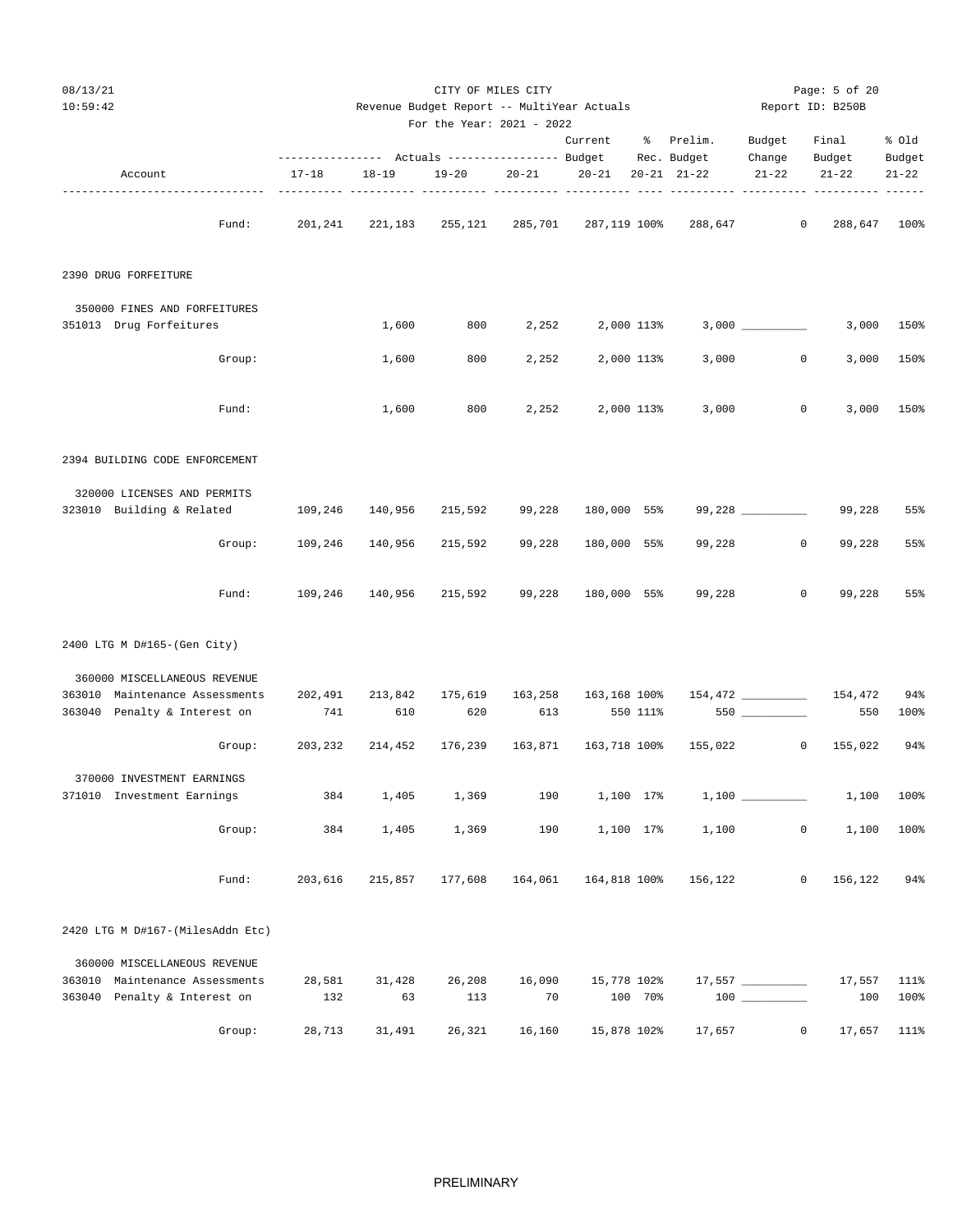CITY OF MILES CITY

Revenue Budget Report -- MultiYear Actuals

For the Year: 2021 - 2022

Report ID: B250B

| Account | 17-18 Actuals | 18-19 Actuals | 19-20 Actuals | 20-21 Actuals | Current Budget 20-21 | % Rec. 20-21 | Prelim. Budget 21-22 | Budget Change 21-22 | Final Budget 21-22 | % Old Budget 21-22 |
|---|---|---|---|---|---|---|---|---|---|---|
| Fund: | 201,241 | 221,183 | 255,121 | 285,701 | 287,119 | 100% | 288,647 | 0 | 288,647 | 100% |
| **2390 DRUG FORFEITURE** | | | | | | | | | | |
| 350000 FINES AND FORFEITURES | | | | | | | | | | |
| 351013 Drug Forfeitures | | 1,600 | 800 | 2,252 | 2,000 | 113% | 3,000 | __________ | 3,000 | 150% |
| Group: | | 1,600 | 800 | 2,252 | 2,000 | 113% | 3,000 | 0 | 3,000 | 150% |
| Fund: | | 1,600 | 800 | 2,252 | 2,000 | 113% | 3,000 | 0 | 3,000 | 150% |
| **2394 BUILDING CODE ENFORCEMENT** | | | | | | | | | | |
| 320000 LICENSES AND PERMITS | | | | | | | | | | |
| 323010 Building & Related | 109,246 | 140,956 | 215,592 | 99,228 | 180,000 | 55% | 99,228 | __________ | 99,228 | 55% |
| Group: | 109,246 | 140,956 | 215,592 | 99,228 | 180,000 | 55% | 99,228 | 0 | 99,228 | 55% |
| Fund: | 109,246 | 140,956 | 215,592 | 99,228 | 180,000 | 55% | 99,228 | 0 | 99,228 | 55% |
| **2400 LTG M D#165-(Gen City)** | | | | | | | | | | |
| 360000 MISCELLANEOUS REVENUE | | | | | | | | | | |
| 363010 Maintenance Assessments | 202,491 | 213,842 | 175,619 | 163,258 | 163,168 | 100% | 154,472 | __________ | 154,472 | 94% |
| 363040 Penalty & Interest on | 741 | 610 | 620 | 613 | 550 | 111% | 550 | __________ | 550 | 100% |
| Group: | 203,232 | 214,452 | 176,239 | 163,871 | 163,718 | 100% | 155,022 | 0 | 155,022 | 94% |
| 370000 INVESTMENT EARNINGS | | | | | | | | | | |
| 371010 Investment Earnings | 384 | 1,405 | 1,369 | 190 | 1,100 | 17% | 1,100 | __________ | 1,100 | 100% |
| Group: | 384 | 1,405 | 1,369 | 190 | 1,100 | 17% | 1,100 | 0 | 1,100 | 100% |
| Fund: | 203,616 | 215,857 | 177,608 | 164,061 | 164,818 | 100% | 156,122 | 0 | 156,122 | 94% |
| **2420 LTG M D#167-(MilesAddn Etc)** | | | | | | | | | | |
| 360000 MISCELLANEOUS REVENUE | | | | | | | | | | |
| 363010 Maintenance Assessments | 28,581 | 31,428 | 26,208 | 16,090 | 15,778 | 102% | 17,557 | __________ | 17,557 | 111% |
| 363040 Penalty & Interest on | 132 | 63 | 113 | 70 | 100 | 70% | 100 | __________ | 100 | 100% |
| Group: | 28,713 | 31,491 | 26,321 | 16,160 | 15,878 | 102% | 17,657 | 0 | 17,657 | 111% |

PRELIMINARY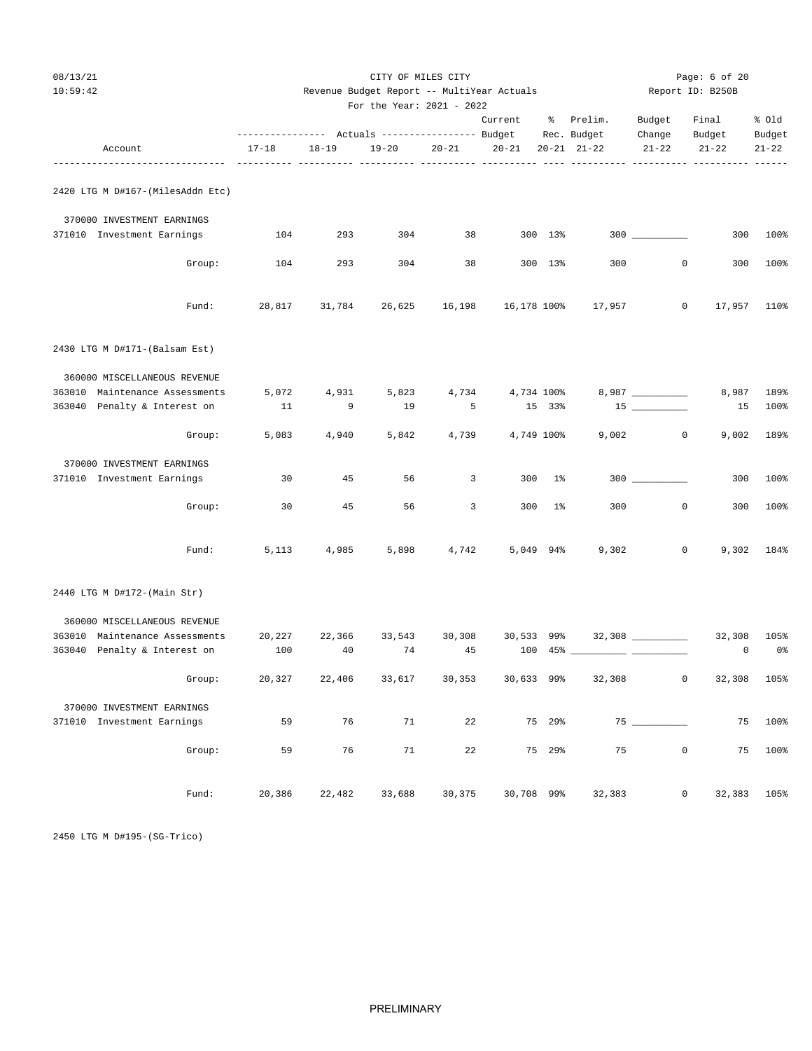CITY OF MILES CITY

Revenue Budget Report -- MultiYear Actuals

For the Year: 2021 - 2022

| Account | Actuals 17-18 | Actuals 18-19 | Actuals 19-20 | Actuals 20-21 | Current Budget 20-21 | % Rec. 20-21 | Prelim. Budget 21-22 | Budget Change 21-22 | Final Budget 21-22 | % Old Budget 21-22 |
|---|---|---|---|---|---|---|---|---|---|---|
| **2420 LTG M D#167-(MilesAddn Etc)** | | | | | | | | | | |
| 370000 INVESTMENT EARNINGS | | | | | | | | | | |
| 371010 Investment Earnings | 104 | 293 | 304 | 38 | 300 | 13% | 300 | __________ | 300 | 100% |
| Group: | 104 | 293 | 304 | 38 | 300 | 13% | 300 | 0 | 300 | 100% |
| Fund: | 28,817 | 31,784 | 26,625 | 16,198 | 16,178 | 100% | 17,957 | 0 | 17,957 | 110% |
| **2430 LTG M D#171-(Balsam Est)** | | | | | | | | | | |
| 360000 MISCELLANEOUS REVENUE | | | | | | | | | | |
| 363010 Maintenance Assessments | 5,072 | 4,931 | 5,823 | 4,734 | 4,734 | 100% | 8,987 | __________ | 8,987 | 189% |
| 363040 Penalty & Interest on | 11 | 9 | 19 | 5 | 15 | 33% | 15 | __________ | 15 | 100% |
| Group: | 5,083 | 4,940 | 5,842 | 4,739 | 4,749 | 100% | 9,002 | 0 | 9,002 | 189% |
| 370000 INVESTMENT EARNINGS | | | | | | | | | | |
| 371010 Investment Earnings | 30 | 45 | 56 | 3 | 300 | 1% | 300 | __________ | 300 | 100% |
| Group: | 30 | 45 | 56 | 3 | 300 | 1% | 300 | 0 | 300 | 100% |
| Fund: | 5,113 | 4,985 | 5,898 | 4,742 | 5,049 | 94% | 9,302 | 0 | 9,302 | 184% |
| **2440 LTG M D#172-(Main Str)** | | | | | | | | | | |
| 360000 MISCELLANEOUS REVENUE | | | | | | | | | | |
| 363010 Maintenance Assessments | 20,227 | 22,366 | 33,543 | 30,308 | 30,533 | 99% | 32,308 | __________ | 32,308 | 105% |
| 363040 Penalty & Interest on | 100 | 40 | 74 | 45 | 100 | 45% | __________ | __________ | 0 | 0% |
| Group: | 20,327 | 22,406 | 33,617 | 30,353 | 30,633 | 99% | 32,308 | 0 | 32,308 | 105% |
| 370000 INVESTMENT EARNINGS | | | | | | | | | | |
| 371010 Investment Earnings | 59 | 76 | 71 | 22 | 75 | 29% | 75 | __________ | 75 | 100% |
| Group: | 59 | 76 | 71 | 22 | 75 | 29% | 75 | 0 | 75 | 100% |
| Fund: | 20,386 | 22,482 | 33,688 | 30,375 | 30,708 | 99% | 32,383 | 0 | 32,383 | 105% |

2450 LTG M D#195-(SG-Trico)

PRELIMINARY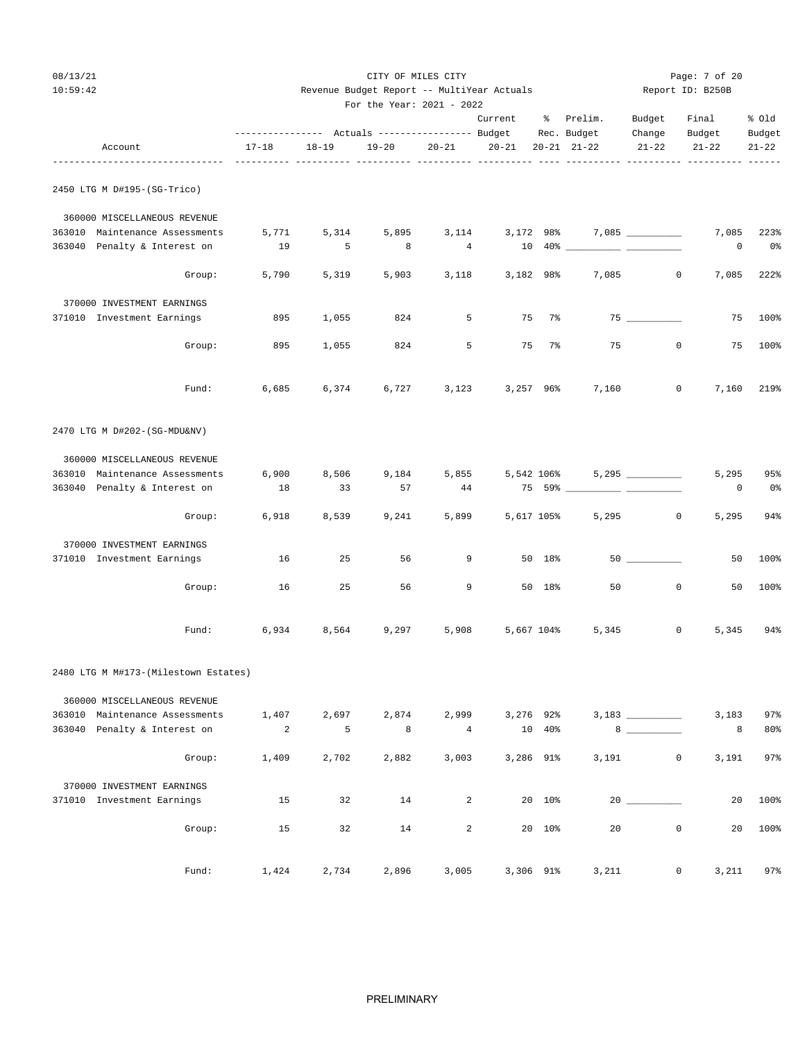CITY OF MILES CITY

Revenue Budget Report -- MultiYear Actuals

For the Year: 2021 - 2022

| Account | Actuals 17-18 | Actuals 18-19 | Actuals 19-20 | Actuals 20-21 | Current Budget 20-21 | % Rec. 20-21 | Prelim. Budget 21-22 | Budget Change 21-22 | Final Budget 21-22 | % Old Budget 21-22 |
|---|---|---|---|---|---|---|---|---|---|---|
| **2450 LTG M D#195-(SG-Trico)** | | | | | | | | | | |
| 360000 MISCELLANEOUS REVENUE | | | | | | | | | | |
| 363010 Maintenance Assessments | 5,771 | 5,314 | 5,895 | 3,114 | 3,172 | 98% | 7,085 | | 7,085 | 223% |
| 363040 Penalty & Interest on | 19 | 5 | 8 | 4 | 10 | 40% | | | 0 | 0% |
| Group: | 5,790 | 5,319 | 5,903 | 3,118 | 3,182 | 98% | 7,085 | 0 | 7,085 | 222% |
| 370000 INVESTMENT EARNINGS | | | | | | | | | | |
| 371010 Investment Earnings | 895 | 1,055 | 824 | 5 | 75 | 7% | 75 | | 75 | 100% |
| Group: | 895 | 1,055 | 824 | 5 | 75 | 7% | 75 | 0 | 75 | 100% |
| Fund: | 6,685 | 6,374 | 6,727 | 3,123 | 3,257 | 96% | 7,160 | 0 | 7,160 | 219% |
| **2470 LTG M D#202-(SG-MDU&NV)** | | | | | | | | | | |
| 360000 MISCELLANEOUS REVENUE | | | | | | | | | | |
| 363010 Maintenance Assessments | 6,900 | 8,506 | 9,184 | 5,855 | 5,542 | 106% | 5,295 | | 5,295 | 95% |
| 363040 Penalty & Interest on | 18 | 33 | 57 | 44 | 75 | 59% | | | 0 | 0% |
| Group: | 6,918 | 8,539 | 9,241 | 5,899 | 5,617 | 105% | 5,295 | 0 | 5,295 | 94% |
| 370000 INVESTMENT EARNINGS | | | | | | | | | | |
| 371010 Investment Earnings | 16 | 25 | 56 | 9 | 50 | 18% | 50 | | 50 | 100% |
| Group: | 16 | 25 | 56 | 9 | 50 | 18% | 50 | 0 | 50 | 100% |
| Fund: | 6,934 | 8,564 | 9,297 | 5,908 | 5,667 | 104% | 5,345 | 0 | 5,345 | 94% |
| **2480 LTG M M#173-(Milestown Estates)** | | | | | | | | | | |
| 360000 MISCELLANEOUS REVENUE | | | | | | | | | | |
| 363010 Maintenance Assessments | 1,407 | 2,697 | 2,874 | 2,999 | 3,276 | 92% | 3,183 | | 3,183 | 97% |
| 363040 Penalty & Interest on | 2 | 5 | 8 | 4 | 10 | 40% | 8 | | 8 | 80% |
| Group: | 1,409 | 2,702 | 2,882 | 3,003 | 3,286 | 91% | 3,191 | 0 | 3,191 | 97% |
| 370000 INVESTMENT EARNINGS | | | | | | | | | | |
| 371010 Investment Earnings | 15 | 32 | 14 | 2 | 20 | 10% | 20 | | 20 | 100% |
| Group: | 15 | 32 | 14 | 2 | 20 | 10% | 20 | 0 | 20 | 100% |
| Fund: | 1,424 | 2,734 | 2,896 | 3,005 | 3,306 | 91% | 3,211 | 0 | 3,211 | 97% |

PRELIMINARY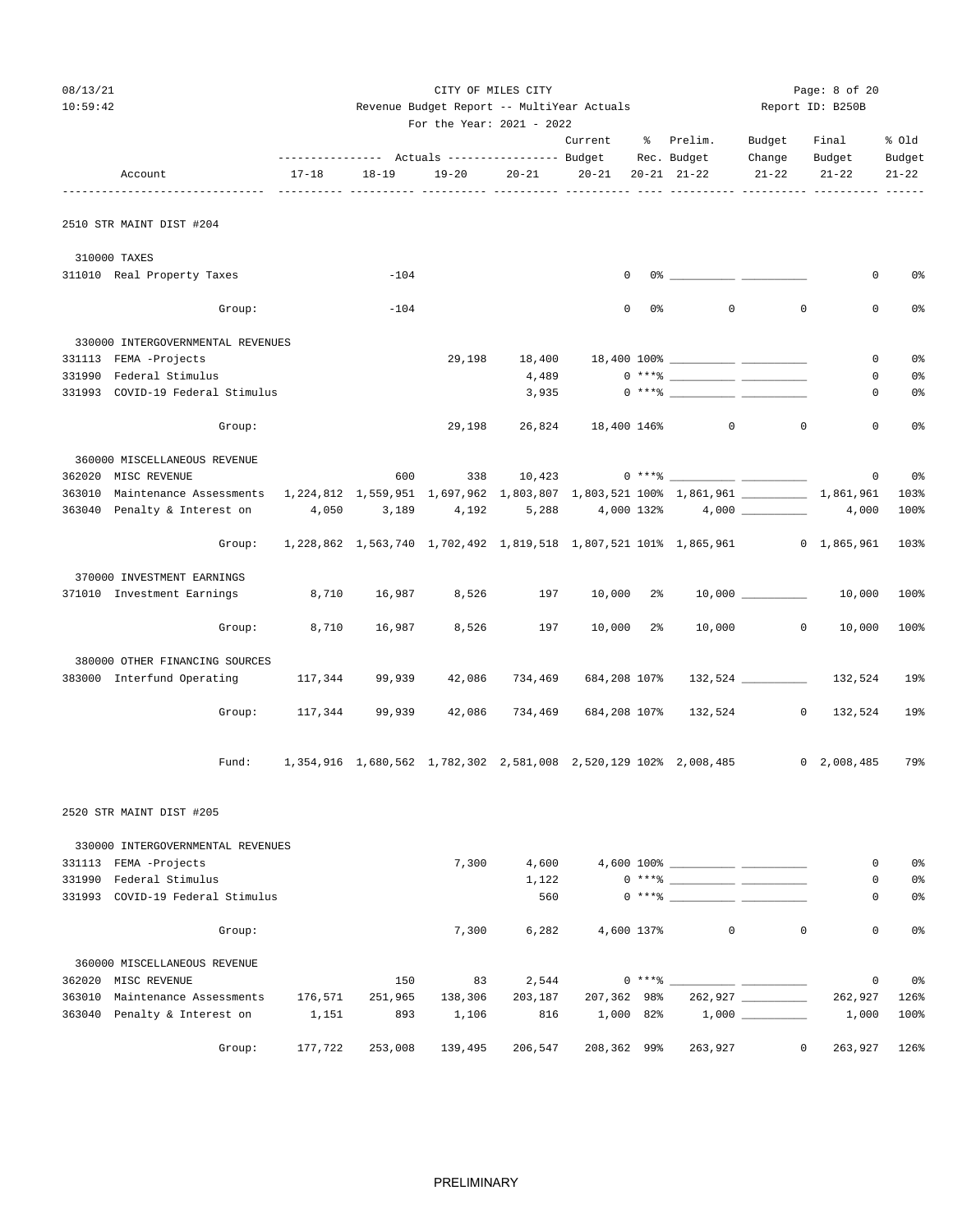CITY OF MILES CITY

Revenue Budget Report -- MultiYear Actuals

For the Year: 2021 - 2022

08/13/21 10:59:42 — Report ID: B250B

| Account | 17-18 | 18-19 | 19-20 | 20-21 | Current Budget 20-21 | % Rec. 20-21 | Prelim. Budget 21-22 | Budget Change 21-22 | Final Budget 21-22 | % Old Budget 21-22 |
|---|---|---|---|---|---|---|---|---|---|---|
| **2510 STR MAINT DIST #204** | | | | | | | | | | |
| 310000 TAXES | | | | | | | | | | |
| 311010 Real Property Taxes | | -104 | | | 0 | 0% | | | 0 | 0% |
| Group: | | -104 | | | 0 | 0% | 0 | 0 | 0 | 0% |
| 330000 INTERGOVERNMENTAL REVENUES | | | | | | | | | | |
| 331113 FEMA -Projects | | | 29,198 | 18,400 | 18,400 | 100% | | | 0 | 0% |
| 331990 Federal Stimulus | | | | 4,489 | 0 | ***% | | | 0 | 0% |
| 331993 COVID-19 Federal Stimulus | | | | 3,935 | 0 | ***% | | | 0 | 0% |
| Group: | | | 29,198 | 26,824 | 18,400 | 146% | 0 | 0 | 0 | 0% |
| 360000 MISCELLANEOUS REVENUE | | | | | | | | | | |
| 362020 MISC REVENUE | | 600 | 338 | 10,423 | 0 | ***% | | | 0 | 0% |
| 363010 Maintenance Assessments | 1,224,812 | 1,559,951 | 1,697,962 | 1,803,807 | 1,803,521 | 100% | 1,861,961 | | 1,861,961 | 103% |
| 363040 Penalty & Interest on | 4,050 | 3,189 | 4,192 | 5,288 | 4,000 | 132% | 4,000 | | 4,000 | 100% |
| Group: | 1,228,862 | 1,563,740 | 1,702,492 | 1,819,518 | 1,807,521 | 101% | 1,865,961 | 0 | 1,865,961 | 103% |
| 370000 INVESTMENT EARNINGS | | | | | | | | | | |
| 371010 Investment Earnings | 8,710 | 16,987 | 8,526 | 197 | 10,000 | 2% | 10,000 | | 10,000 | 100% |
| Group: | 8,710 | 16,987 | 8,526 | 197 | 10,000 | 2% | 10,000 | 0 | 10,000 | 100% |
| 380000 OTHER FINANCING SOURCES | | | | | | | | | | |
| 383000 Interfund Operating | 117,344 | 99,939 | 42,086 | 734,469 | 684,208 | 107% | 132,524 | | 132,524 | 19% |
| Group: | 117,344 | 99,939 | 42,086 | 734,469 | 684,208 | 107% | 132,524 | 0 | 132,524 | 19% |
| Fund: | 1,354,916 | 1,680,562 | 1,782,302 | 2,581,008 | 2,520,129 | 102% | 2,008,485 | 0 | 2,008,485 | 79% |
| **2520 STR MAINT DIST #205** | | | | | | | | | | |
| 330000 INTERGOVERNMENTAL REVENUES | | | | | | | | | | |
| 331113 FEMA -Projects | | | 7,300 | 4,600 | 4,600 | 100% | | | 0 | 0% |
| 331990 Federal Stimulus | | | | 1,122 | 0 | ***% | | | 0 | 0% |
| 331993 COVID-19 Federal Stimulus | | | | 560 | 0 | ***% | | | 0 | 0% |
| Group: | | | 7,300 | 6,282 | 4,600 | 137% | 0 | 0 | 0 | 0% |
| 360000 MISCELLANEOUS REVENUE | | | | | | | | | | |
| 362020 MISC REVENUE | | 150 | 83 | 2,544 | 0 | ***% | | | 0 | 0% |
| 363010 Maintenance Assessments | 176,571 | 251,965 | 138,306 | 203,187 | 207,362 | 98% | 262,927 | | 262,927 | 126% |
| 363040 Penalty & Interest on | 1,151 | 893 | 1,106 | 816 | 1,000 | 82% | 1,000 | | 1,000 | 100% |
| Group: | 177,722 | 253,008 | 139,495 | 206,547 | 208,362 | 99% | 263,927 | 0 | 263,927 | 126% |

PRELIMINARY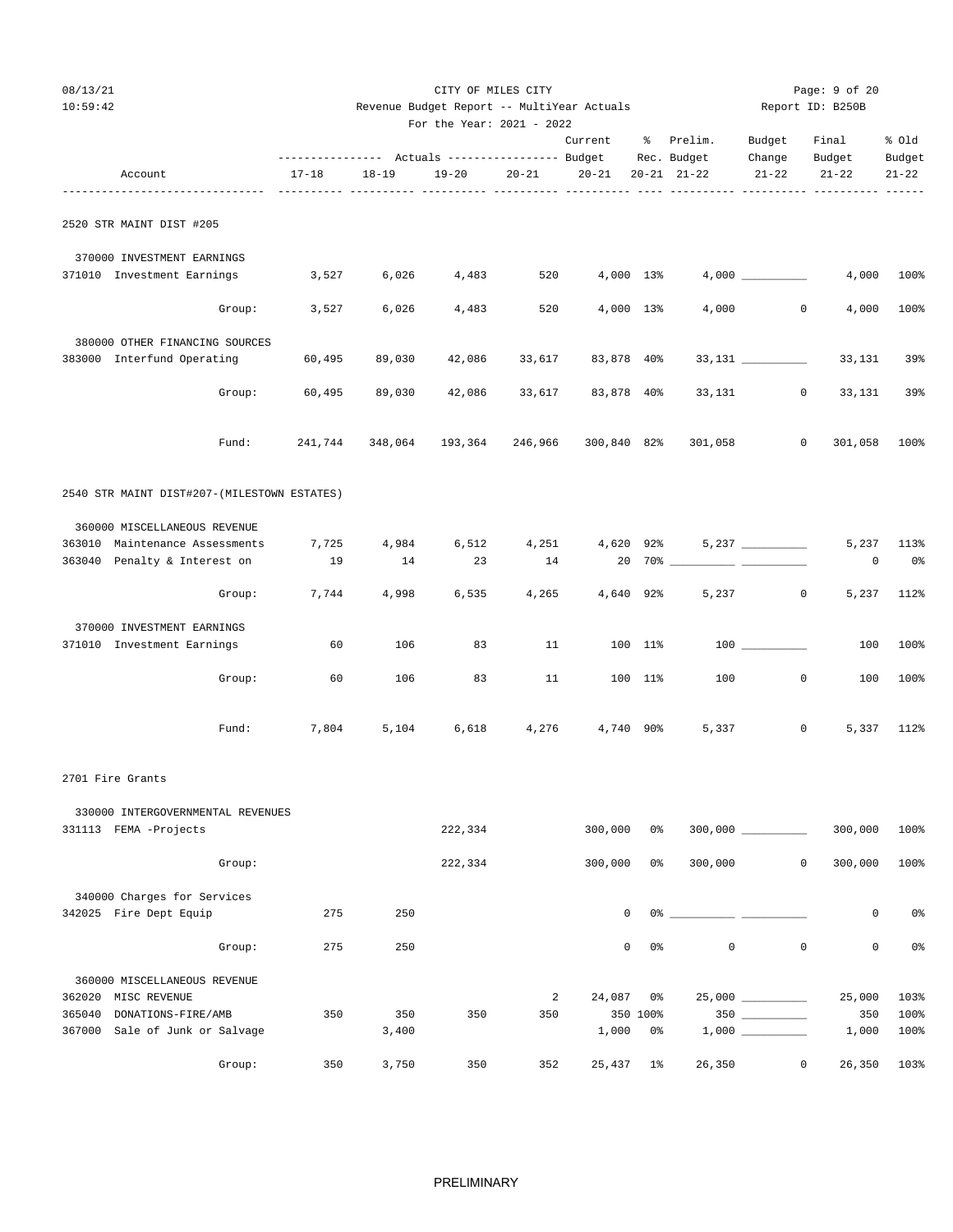CITY OF MILES CITY

Revenue Budget Report -- MultiYear Actuals

For the Year: 2021 - 2022

| Account | 17-18 | 18-19 | 19-20 | 20-21 | Current Budget 20-21 | % Rec. 20-21 | Prelim. Budget 21-22 | Budget Change 21-22 | Final Budget 21-22 | % Old Budget 21-22 |
|---|---|---|---|---|---|---|---|---|---|---|
| **2520 STR MAINT DIST #205** | | | | | | | | | | |
| 370000 INVESTMENT EARNINGS | | | | | | | | | | |
| 371010 Investment Earnings | 3,527 | 6,026 | 4,483 | 520 | 4,000 | 13% | 4,000 | __________ | 4,000 | 100% |
| Group: | 3,527 | 6,026 | 4,483 | 520 | 4,000 | 13% | 4,000 | 0 | 4,000 | 100% |
| 380000 OTHER FINANCING SOURCES | | | | | | | | | | |
| 383000 Interfund Operating | 60,495 | 89,030 | 42,086 | 33,617 | 83,878 | 40% | 33,131 | __________ | 33,131 | 39% |
| Group: | 60,495 | 89,030 | 42,086 | 33,617 | 83,878 | 40% | 33,131 | 0 | 33,131 | 39% |
| Fund: | 241,744 | 348,064 | 193,364 | 246,966 | 300,840 | 82% | 301,058 | 0 | 301,058 | 100% |
| **2540 STR MAINT DIST#207-(MILESTOWN ESTATES)** | | | | | | | | | | |
| 360000 MISCELLANEOUS REVENUE | | | | | | | | | | |
| 363010 Maintenance Assessments | 7,725 | 4,984 | 6,512 | 4,251 | 4,620 | 92% | 5,237 | __________ | 5,237 | 113% |
| 363040 Penalty & Interest on | 19 | 14 | 23 | 14 | 20 | 70% | __________ | __________ | 0 | 0% |
| Group: | 7,744 | 4,998 | 6,535 | 4,265 | 4,640 | 92% | 5,237 | 0 | 5,237 | 112% |
| 370000 INVESTMENT EARNINGS | | | | | | | | | | |
| 371010 Investment Earnings | 60 | 106 | 83 | 11 | 100 | 11% | 100 | __________ | 100 | 100% |
| Group: | 60 | 106 | 83 | 11 | 100 | 11% | 100 | 0 | 100 | 100% |
| Fund: | 7,804 | 5,104 | 6,618 | 4,276 | 4,740 | 90% | 5,337 | 0 | 5,337 | 112% |
| **2701 Fire Grants** | | | | | | | | | | |
| 330000 INTERGOVERNMENTAL REVENUES | | | | | | | | | | |
| 331113 FEMA -Projects | | | 222,334 | | 300,000 | 0% | 300,000 | __________ | 300,000 | 100% |
| Group: | | | 222,334 | | 300,000 | 0% | 300,000 | 0 | 300,000 | 100% |
| 340000 Charges for Services | | | | | | | | | | |
| 342025 Fire Dept Equip | 275 | 250 | | | 0 | 0% | __________ | __________ | 0 | 0% |
| Group: | 275 | 250 | | | 0 | 0% | 0 | 0 | 0 | 0% |
| 360000 MISCELLANEOUS REVENUE | | | | | | | | | | |
| 362020 MISC REVENUE | | | | 2 | 24,087 | 0% | 25,000 | __________ | 25,000 | 103% |
| 365040 DONATIONS-FIRE/AMB | 350 | 350 | 350 | 350 | 350 | 100% | 350 | __________ | 350 | 100% |
| 367000 Sale of Junk or Salvage | | 3,400 | | | 1,000 | 0% | 1,000 | __________ | 1,000 | 100% |
| Group: | 350 | 3,750 | 350 | 352 | 25,437 | 1% | 26,350 | 0 | 26,350 | 103% |

PRELIMINARY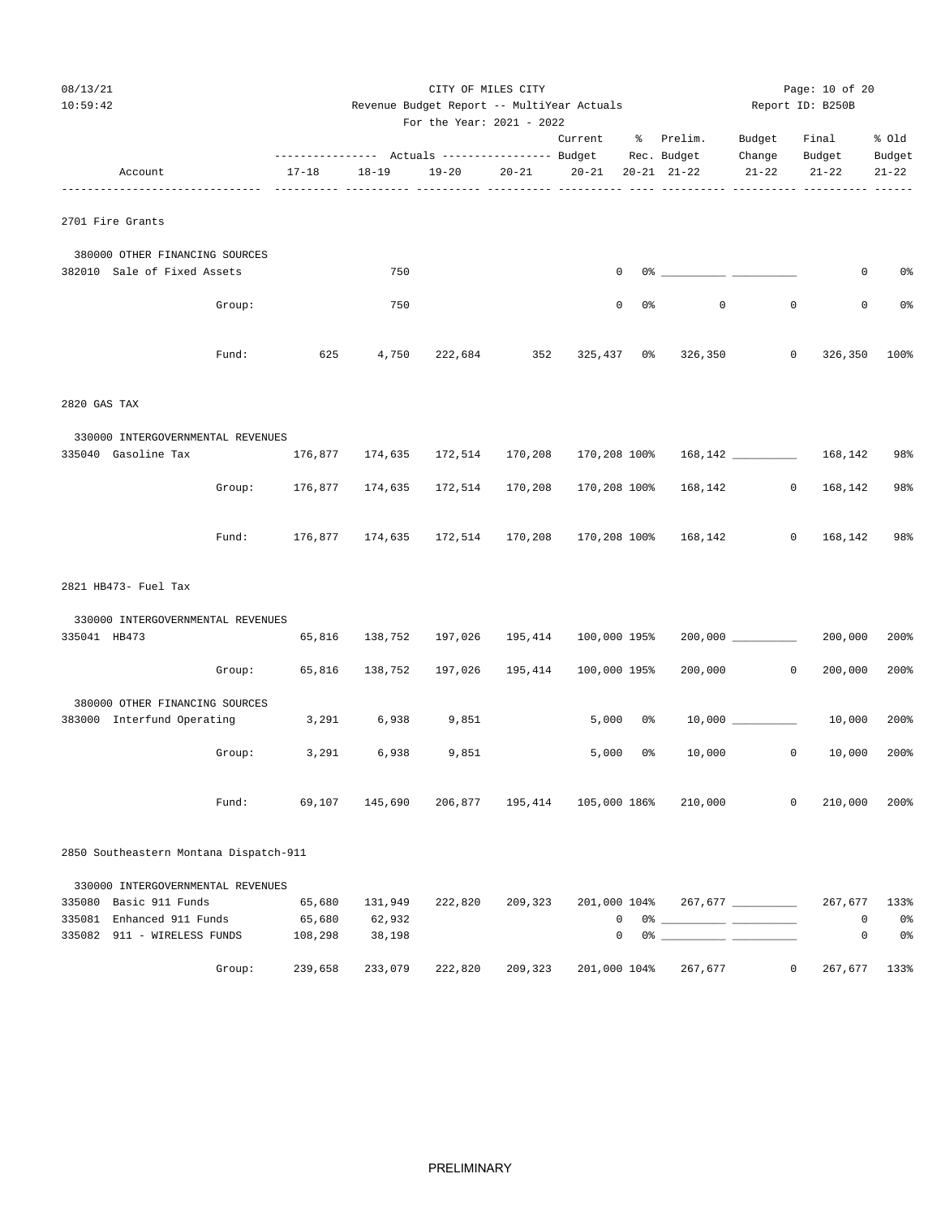CITY OF MILES CITY

Revenue Budget Report -- MultiYear Actuals

For the Year: 2021 - 2022

| Account | Actuals 17-18 | Actuals 18-19 | Actuals 19-20 | Actuals 20-21 | Current Budget 20-21 | % Rec. 20-21 | Prelim. Budget 21-22 | Budget Change 21-22 | Final Budget 21-22 | % Old Budget 21-22 |
|---|---|---|---|---|---|---|---|---|---|---|
| **2701 Fire Grants** | | | | | | | | | | |
| 380000 OTHER FINANCING SOURCES | | | | | | | | | | |
| 382010 Sale of Fixed Assets | | 750 | | | 0 | 0% | | | 0 | 0% |
| Group: | | 750 | | | 0 | 0% | 0 | 0 | 0 | 0% |
| Fund: | 625 | 4,750 | 222,684 | 352 | 325,437 | 0% | 326,350 | 0 | 326,350 | 100% |
| **2820 GAS TAX** | | | | | | | | | | |
| 330000 INTERGOVERNMENTAL REVENUES | | | | | | | | | | |
| 335040 Gasoline Tax | 176,877 | 174,635 | 172,514 | 170,208 | 170,208 | 100% | 168,142 | | 168,142 | 98% |
| Group: | 176,877 | 174,635 | 172,514 | 170,208 | 170,208 | 100% | 168,142 | 0 | 168,142 | 98% |
| Fund: | 176,877 | 174,635 | 172,514 | 170,208 | 170,208 | 100% | 168,142 | 0 | 168,142 | 98% |
| **2821 HB473- Fuel Tax** | | | | | | | | | | |
| 330000 INTERGOVERNMENTAL REVENUES | | | | | | | | | | |
| 335041 HB473 | 65,816 | 138,752 | 197,026 | 195,414 | 100,000 | 195% | 200,000 | | 200,000 | 200% |
| Group: | 65,816 | 138,752 | 197,026 | 195,414 | 100,000 | 195% | 200,000 | 0 | 200,000 | 200% |
| 380000 OTHER FINANCING SOURCES | | | | | | | | | | |
| 383000 Interfund Operating | 3,291 | 6,938 | 9,851 | | 5,000 | 0% | 10,000 | | 10,000 | 200% |
| Group: | 3,291 | 6,938 | 9,851 | | 5,000 | 0% | 10,000 | 0 | 10,000 | 200% |
| Fund: | 69,107 | 145,690 | 206,877 | 195,414 | 105,000 | 186% | 210,000 | 0 | 210,000 | 200% |
| **2850 Southeastern Montana Dispatch-911** | | | | | | | | | | |
| 330000 INTERGOVERNMENTAL REVENUES | | | | | | | | | | |
| 335080 Basic 911 Funds | 65,680 | 131,949 | 222,820 | 209,323 | 201,000 | 104% | 267,677 | | 267,677 | 133% |
| 335081 Enhanced 911 Funds | 65,680 | 62,932 | | | 0 | 0% | | | 0 | 0% |
| 335082 911 - WIRELESS FUNDS | 108,298 | 38,198 | | | 0 | 0% | | | 0 | 0% |
| Group: | 239,658 | 233,079 | 222,820 | 209,323 | 201,000 | 104% | 267,677 | 0 | 267,677 | 133% |

PRELIMINARY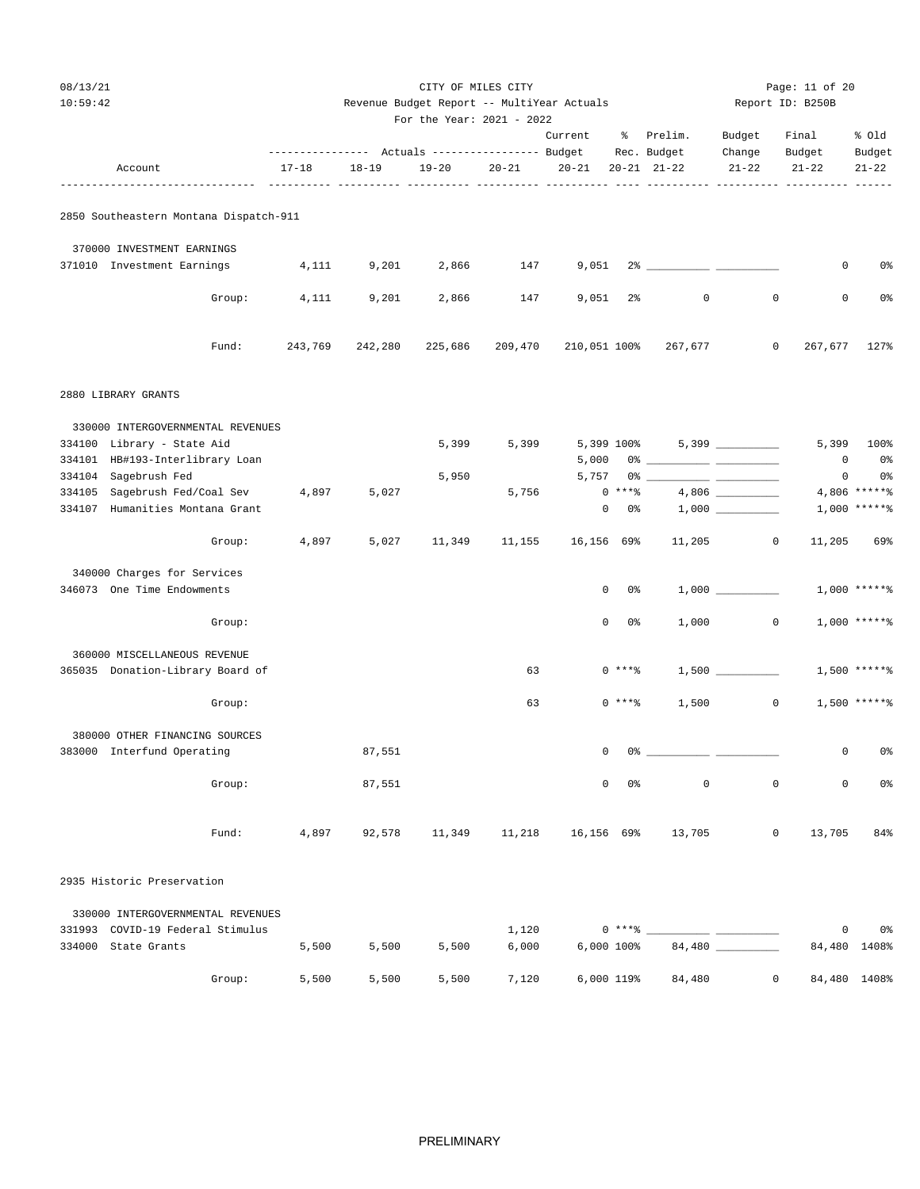CITY OF MILES CITY
Revenue Budget Report -- MultiYear Actuals
For the Year: 2021 - 2022

Report ID: B250B

| Account | Actuals 17-18 | Actuals 18-19 | Actuals 19-20 | Actuals 20-21 | Current Budget 20-21 | % Rec. 20-21 | Prelim. Budget 21-22 | Budget Change 21-22 | Final Budget 21-22 | % Old Budget 21-22 |
|---|---|---|---|---|---|---|---|---|---|---|
| **2850 Southeastern Montana Dispatch-911** | | | | | | | | | | |
| 370000 INVESTMENT EARNINGS | | | | | | | | | | |
| 371010 Investment Earnings | 4,111 | 9,201 | 2,866 | 147 | 9,051 | 2% | ___________ | ___________ | 0 | 0% |
| Group: | 4,111 | 9,201 | 2,866 | 147 | 9,051 | 2% | 0 | 0 | 0 | 0% |
| Fund: | 243,769 | 242,280 | 225,686 | 209,470 | 210,051 | 100% | 267,677 | 0 | 267,677 | 127% |
| **2880 LIBRARY GRANTS** | | | | | | | | | | |
| 330000 INTERGOVERNMENTAL REVENUES | | | | | | | | | | |
| 334100 Library - State Aid | | | 5,399 | 5,399 | 5,399 | 100% | 5,399 | ___________ | 5,399 | 100% |
| 334101 HB#193-Interlibrary Loan | | | | | 5,000 | 0% | ___________ | ___________ | 0 | 0% |
| 334104 Sagebrush Fed | | | 5,950 | | 5,757 | 0% | ___________ | ___________ | 0 | 0% |
| 334105 Sagebrush Fed/Coal Sev | 4,897 | 5,027 | | 5,756 | 0 | ***% | 4,806 | ___________ | 4,806 | *****% |
| 334107 Humanities Montana Grant | | | | | 0 | 0% | 1,000 | ___________ | 1,000 | *****% |
| Group: | 4,897 | 5,027 | 11,349 | 11,155 | 16,156 | 69% | 11,205 | 0 | 11,205 | 69% |
| 340000 Charges for Services | | | | | | | | | | |
| 346073 One Time Endowments | | | | | 0 | 0% | 1,000 | ___________ | 1,000 | *****% |
| Group: | | | | | 0 | 0% | 1,000 | 0 | 1,000 | *****% |
| 360000 MISCELLANEOUS REVENUE | | | | | | | | | | |
| 365035 Donation-Library Board of | | | | 63 | 0 | ***% | 1,500 | ___________ | 1,500 | *****% |
| Group: | | | | 63 | 0 | ***% | 1,500 | 0 | 1,500 | *****% |
| 380000 OTHER FINANCING SOURCES | | | | | | | | | | |
| 383000 Interfund Operating | | 87,551 | | | 0 | 0% | ___________ | ___________ | 0 | 0% |
| Group: | | 87,551 | | | 0 | 0% | 0 | 0 | 0 | 0% |
| Fund: | 4,897 | 92,578 | 11,349 | 11,218 | 16,156 | 69% | 13,705 | 0 | 13,705 | 84% |
| **2935 Historic Preservation** | | | | | | | | | | |
| 330000 INTERGOVERNMENTAL REVENUES | | | | | | | | | | |
| 331993 COVID-19 Federal Stimulus | | | | 1,120 | 0 | ***% | ___________ | ___________ | 0 | 0% |
| 334000 State Grants | 5,500 | 5,500 | 5,500 | 6,000 | 6,000 | 100% | 84,480 | ___________ | 84,480 | 1408% |
| Group: | 5,500 | 5,500 | 5,500 | 7,120 | 6,000 | 119% | 84,480 | 0 | 84,480 | 1408% |

PRELIMINARY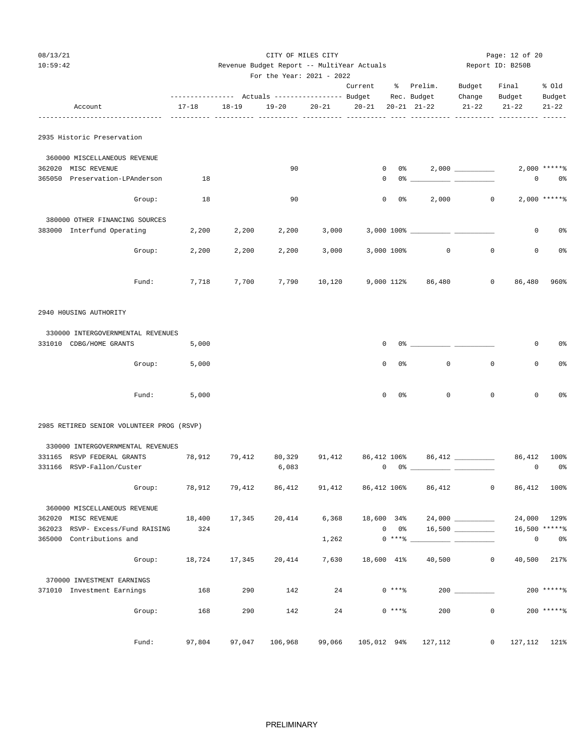CITY OF MILES CITY
Revenue Budget Report -- MultiYear Actuals
For the Year: 2021 - 2022

Report ID: B250B

| Account | 17-18 Actuals | 18-19 Actuals | 19-20 Actuals | 20-21 Actuals | Current Budget 20-21 | % Rec. 20-21 | Prelim. Budget 21-22 | Budget Change 21-22 | Final Budget 21-22 | % Old Budget 21-22 |
|---|---|---|---|---|---|---|---|---|---|---|
| **2935 Historic Preservation** | | | | | | | | | | |
| 360000 MISCELLANEOUS REVENUE | | | | | | | | | | |
| 362020 MISC REVENUE | | | 90 | | 0 | 0% | 2,000 | | 2,000 | *****% |
| 365050 Preservation-LPAnderson | 18 | | | | 0 | 0% | | | 0 | 0% |
| Group: | 18 | | 90 | | 0 | 0% | 2,000 | 0 | 2,000 | *****% |
| 380000 OTHER FINANCING SOURCES | | | | | | | | | | |
| 383000 Interfund Operating | 2,200 | 2,200 | 2,200 | 3,000 | 3,000 | 100% | | | 0 | 0% |
| Group: | 2,200 | 2,200 | 2,200 | 3,000 | 3,000 | 100% | 0 | 0 | 0 | 0% |
| Fund: | 7,718 | 7,700 | 7,790 | 10,120 | 9,000 | 112% | 86,480 | 0 | 86,480 | 960% |
| **2940 H0USING AUTHORITY** | | | | | | | | | | |
| 330000 INTERGOVERNMENTAL REVENUES | | | | | | | | | | |
| 331010 CDBG/HOME GRANTS | 5,000 | | | | 0 | 0% | | | 0 | 0% |
| Group: | 5,000 | | | | 0 | 0% | 0 | 0 | 0 | 0% |
| Fund: | 5,000 | | | | 0 | 0% | 0 | 0 | 0 | 0% |
| **2985 RETIRED SENIOR VOLUNTEER PROG (RSVP)** | | | | | | | | | | |
| 330000 INTERGOVERNMENTAL REVENUES | | | | | | | | | | |
| 331165 RSVP FEDERAL GRANTS | 78,912 | 79,412 | 80,329 | 91,412 | 86,412 | 106% | 86,412 | | 86,412 | 100% |
| 331166 RSVP-Fallon/Custer | | | 6,083 | | 0 | 0% | | | 0 | 0% |
| Group: | 78,912 | 79,412 | 86,412 | 91,412 | 86,412 | 106% | 86,412 | 0 | 86,412 | 100% |
| 360000 MISCELLANEOUS REVENUE | | | | | | | | | | |
| 362020 MISC REVENUE | 18,400 | 17,345 | 20,414 | 6,368 | 18,600 | 34% | 24,000 | | 24,000 | 129% |
| 362023 RSVP- Excess/Fund RAISING | 324 | | | | 0 | 0% | 16,500 | | 16,500 | *****% |
| 365000 Contributions and | | | | 1,262 | 0 | ***% | | | 0 | 0% |
| Group: | 18,724 | 17,345 | 20,414 | 7,630 | 18,600 | 41% | 40,500 | 0 | 40,500 | 217% |
| 370000 INVESTMENT EARNINGS | | | | | | | | | | |
| 371010 Investment Earnings | 168 | 290 | 142 | 24 | 0 | ***% | 200 | | 200 | *****% |
| Group: | 168 | 290 | 142 | 24 | 0 | ***% | 200 | 0 | 200 | *****% |
| Fund: | 97,804 | 97,047 | 106,968 | 99,066 | 105,012 | 94% | 127,112 | 0 | 127,112 | 121% |

PRELIMINARY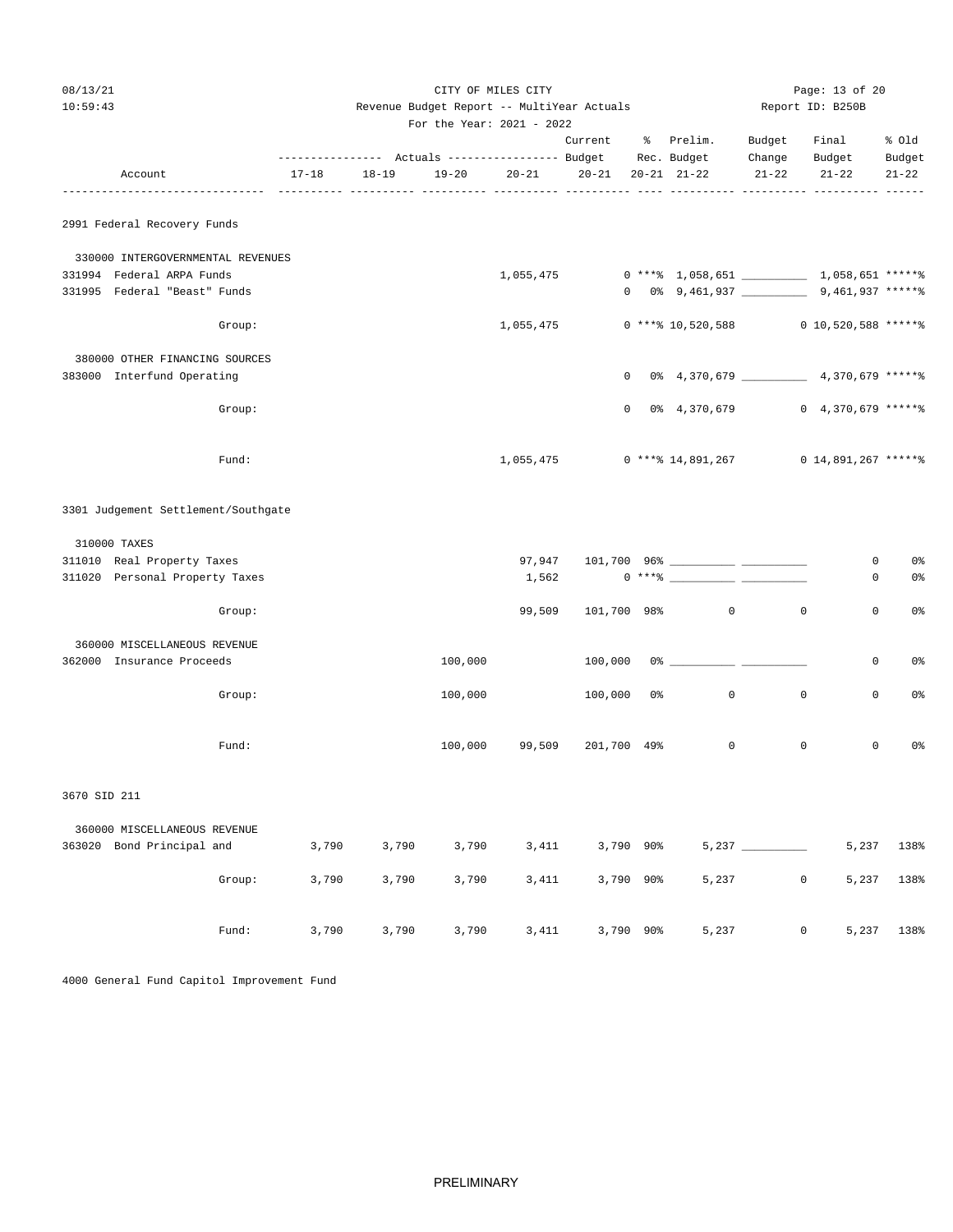CITY OF MILES CITY

Revenue Budget Report -- MultiYear Actuals

For the Year: 2021 - 2022

Report ID: B250B

08/13/21 10:59:43

| Account | Actuals 17-18 | Actuals 18-19 | Actuals 19-20 | Actuals 20-21 | Current Budget 20-21 | % Rec. 20-21 | Prelim. Budget 21-22 | Budget Change 21-22 | Final Budget 21-22 | % Old Budget 21-22 |
|---|---|---|---|---|---|---|---|---|---|---|
| **2991 Federal Recovery Funds** | | | | | | | | | | |
| 330000 INTERGOVERNMENTAL REVENUES | | | | | | | | | | |
| 331994 Federal ARPA Funds | | | | 1,055,475 | 0 | ***% | 1,058,651 | __________ | 1,058,651 | *****% |
| 331995 Federal "Beast" Funds | | | | | 0 | 0% | 9,461,937 | __________ | 9,461,937 | *****% |
| Group: | | | | 1,055,475 | 0 | ***% | 10,520,588 | 0 | 10,520,588 | *****% |
| 380000 OTHER FINANCING SOURCES | | | | | | | | | | |
| 383000 Interfund Operating | | | | | 0 | 0% | 4,370,679 | __________ | 4,370,679 | *****% |
| Group: | | | | | 0 | 0% | 4,370,679 | 0 | 4,370,679 | *****% |
| Fund: | | | | 1,055,475 | 0 | ***% | 14,891,267 | 0 | 14,891,267 | *****% |
| **3301 Judgement Settlement/Southgate** | | | | | | | | | | |
| 310000 TAXES | | | | | | | | | | |
| 311010 Real Property Taxes | | | | 97,947 | 101,700 | 96% | __________ | __________ | 0 | 0% |
| 311020 Personal Property Taxes | | | | 1,562 | 0 | ***% | __________ | __________ | 0 | 0% |
| Group: | | | | 99,509 | 101,700 | 98% | 0 | 0 | 0 | 0% |
| 360000 MISCELLANEOUS REVENUE | | | | | | | | | | |
| 362000 Insurance Proceeds | | | 100,000 | | 100,000 | 0% | __________ | __________ | 0 | 0% |
| Group: | | | 100,000 | | 100,000 | 0% | 0 | 0 | 0 | 0% |
| Fund: | | | 100,000 | 99,509 | 201,700 | 49% | 0 | 0 | 0 | 0% |
| **3670 SID 211** | | | | | | | | | | |
| 360000 MISCELLANEOUS REVENUE | | | | | | | | | | |
| 363020 Bond Principal and | 3,790 | 3,790 | 3,790 | 3,411 | 3,790 | 90% | 5,237 | __________ | 5,237 | 138% |
| Group: | 3,790 | 3,790 | 3,790 | 3,411 | 3,790 | 90% | 5,237 | 0 | 5,237 | 138% |
| Fund: | 3,790 | 3,790 | 3,790 | 3,411 | 3,790 | 90% | 5,237 | 0 | 5,237 | 138% |

4000 General Fund Capitol Improvement Fund

PRELIMINARY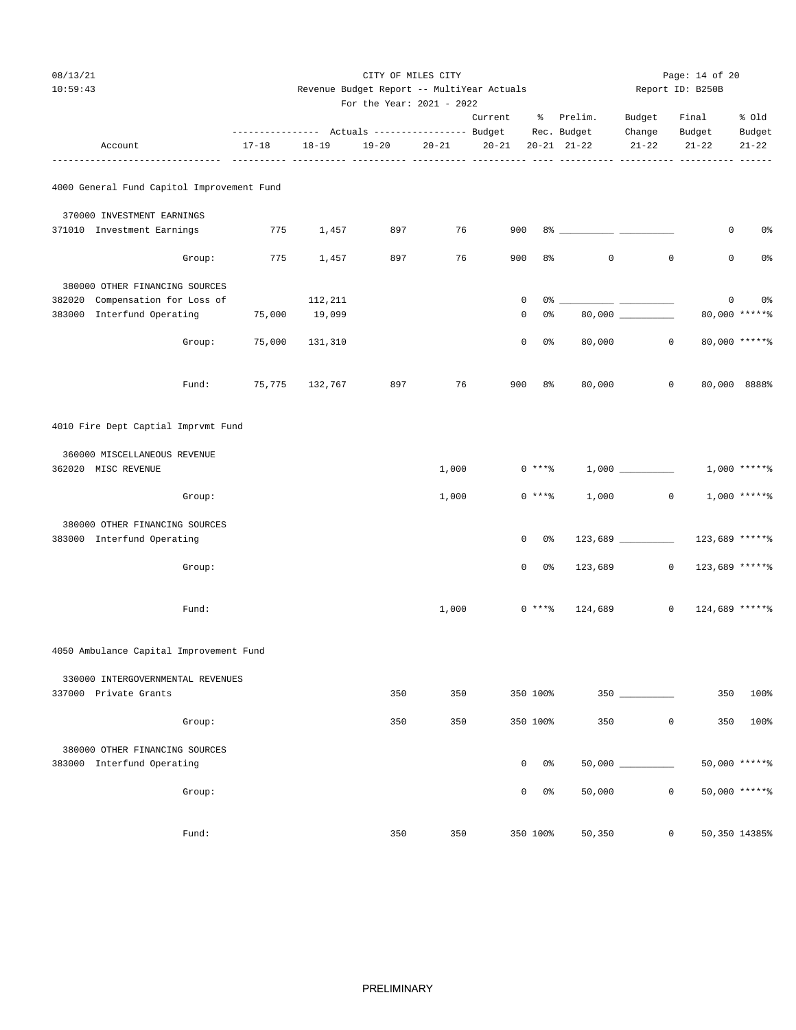CITY OF MILES CITY
Revenue Budget Report -- MultiYear Actuals
For the Year: 2021 - 2022

Report ID: B250B

08/13/21
10:59:43

| Account | 17-18 | 18-19 | 19-20 | 20-21 | Current Budget 20-21 | % Rec. 20-21 | Prelim. Budget 21-22 | Budget Change 21-22 | Final Budget 21-22 | % Old Budget 21-22 |
|---|---|---|---|---|---|---|---|---|---|---|
| **4000 General Fund Capitol Improvement Fund** | | | | | | | | | | |
| 370000 INVESTMENT EARNINGS | | | | | | | | | | |
| 371010 Investment Earnings | 775 | 1,457 | 897 | 76 | 900 | 8% | ______ | ______ | 0 | 0% |
| Group: | 775 | 1,457 | 897 | 76 | 900 | 8% | 0 | 0 | 0 | 0% |
| 380000 OTHER FINANCING SOURCES | | | | | | | | | | |
| 382020 Compensation for Loss of | | 112,211 | | | 0 | 0% | ______ | ______ | 0 | 0% |
| 383000 Interfund Operating | 75,000 | 19,099 | | | 0 | 0% | 80,000 | ______ | 80,000 | *****% |
| Group: | 75,000 | 131,310 | | | 0 | 0% | 80,000 | 0 | 80,000 | *****% |
| Fund: | 75,775 | 132,767 | 897 | 76 | 900 | 8% | 80,000 | 0 | 80,000 | 8888% |
| **4010 Fire Dept Captial Imprvmt Fund** | | | | | | | | | | |
| 360000 MISCELLANEOUS REVENUE | | | | | | | | | | |
| 362020 MISC REVENUE | | | | 1,000 | 0 | ***% | 1,000 | ______ | 1,000 | *****% |
| Group: | | | | 1,000 | 0 | ***% | 1,000 | 0 | 1,000 | *****% |
| 380000 OTHER FINANCING SOURCES | | | | | | | | | | |
| 383000 Interfund Operating | | | | | 0 | 0% | 123,689 | ______ | 123,689 | *****% |
| Group: | | | | | 0 | 0% | 123,689 | 0 | 123,689 | *****% |
| Fund: | | | | 1,000 | 0 | ***% | 124,689 | 0 | 124,689 | *****% |
| **4050 Ambulance Capital Improvement Fund** | | | | | | | | | | |
| 330000 INTERGOVERNMENTAL REVENUES | | | | | | | | | | |
| 337000 Private Grants | | | 350 | 350 | 350 | 100% | 350 | ______ | 350 | 100% |
| Group: | | | 350 | 350 | 350 | 100% | 350 | 0 | 350 | 100% |
| 380000 OTHER FINANCING SOURCES | | | | | | | | | | |
| 383000 Interfund Operating | | | | | 0 | 0% | 50,000 | ______ | 50,000 | *****% |
| Group: | | | | | 0 | 0% | 50,000 | 0 | 50,000 | *****% |
| Fund: | | | 350 | 350 | 350 | 100% | 50,350 | 0 | 50,350 | 14385% |

PRELIMINARY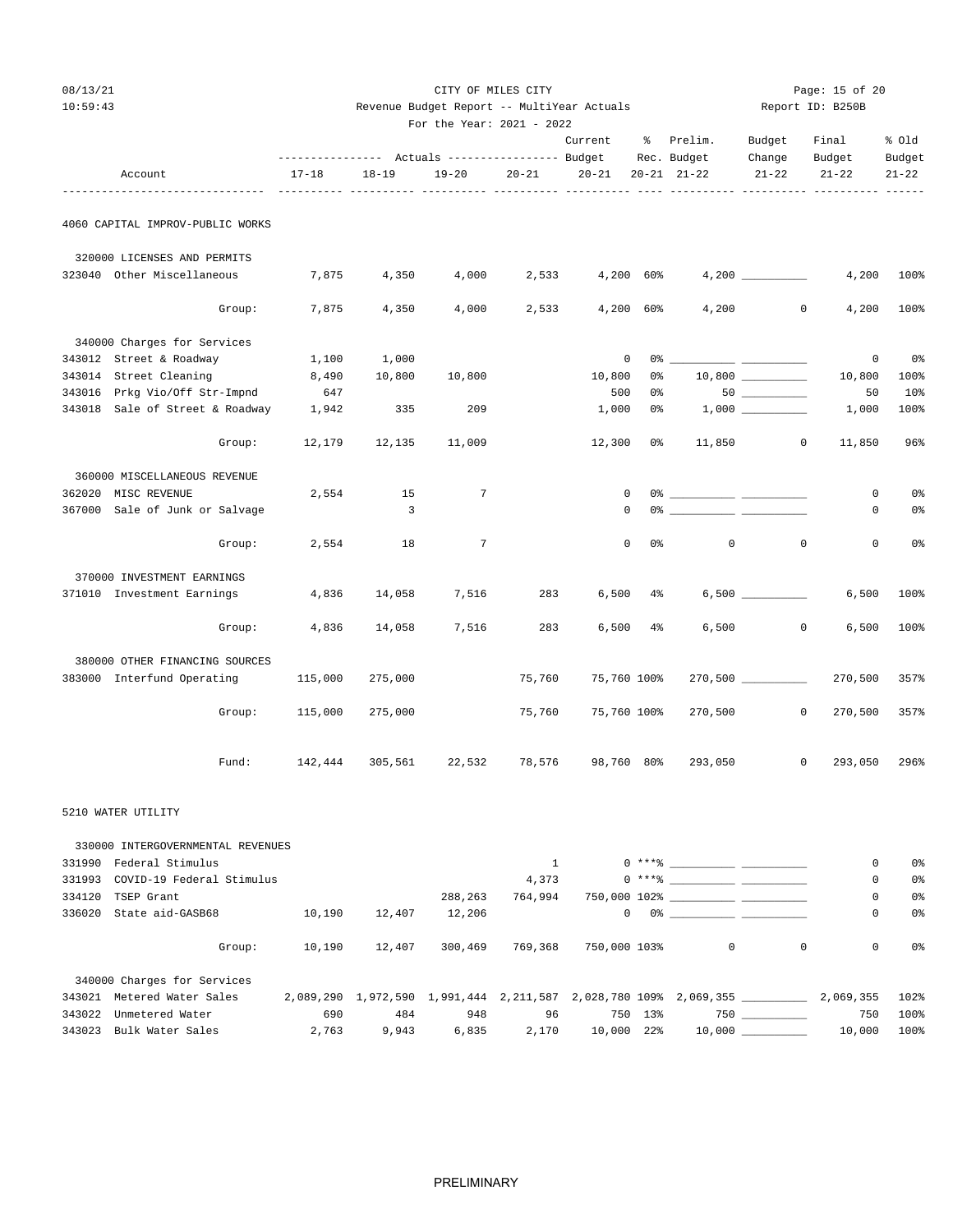CITY OF MILES CITY

Revenue Budget Report -- MultiYear Actuals

For the Year: 2021 - 2022

| Account | 17-18 | 18-19 | 19-20 | 20-21 | Current Budget 20-21 | % Rec. 20-21 | Prelim. Budget 21-22 | Budget Change 21-22 | Final Budget 21-22 | % Old Budget 21-22 |
|---|---|---|---|---|---|---|---|---|---|---|
| **4060 CAPITAL IMPROV-PUBLIC WORKS** | | | | | | | | | | |
| 320000 LICENSES AND PERMITS | | | | | | | | | | |
| 323040 Other Miscellaneous | 7,875 | 4,350 | 4,000 | 2,533 | 4,200 | 60% | 4,200 | | 4,200 | 100% |
| Group: | 7,875 | 4,350 | 4,000 | 2,533 | 4,200 | 60% | 4,200 | 0 | 4,200 | 100% |
| 340000 Charges for Services | | | | | | | | | | |
| 343012 Street & Roadway | 1,100 | 1,000 | | | 0 | 0% | | | 0 | 0% |
| 343014 Street Cleaning | 8,490 | 10,800 | 10,800 | | 10,800 | 0% | 10,800 | | 10,800 | 100% |
| 343016 Prkg Vio/Off Str-Impnd | 647 | | | | 500 | 0% | 50 | | 50 | 10% |
| 343018 Sale of Street & Roadway | 1,942 | 335 | 209 | | 1,000 | 0% | 1,000 | | 1,000 | 100% |
| Group: | 12,179 | 12,135 | 11,009 | | 12,300 | 0% | 11,850 | 0 | 11,850 | 96% |
| 360000 MISCELLANEOUS REVENUE | | | | | | | | | | |
| 362020 MISC REVENUE | 2,554 | 15 | 7 | | 0 | 0% | | | 0 | 0% |
| 367000 Sale of Junk or Salvage | | 3 | | | 0 | 0% | | | 0 | 0% |
| Group: | 2,554 | 18 | 7 | | 0 | 0% | 0 | 0 | 0 | 0% |
| 370000 INVESTMENT EARNINGS | | | | | | | | | | |
| 371010 Investment Earnings | 4,836 | 14,058 | 7,516 | 283 | 6,500 | 4% | 6,500 | | 6,500 | 100% |
| Group: | 4,836 | 14,058 | 7,516 | 283 | 6,500 | 4% | 6,500 | 0 | 6,500 | 100% |
| 380000 OTHER FINANCING SOURCES | | | | | | | | | | |
| 383000 Interfund Operating | 115,000 | 275,000 | | 75,760 | 75,760 | 100% | 270,500 | | 270,500 | 357% |
| Group: | 115,000 | 275,000 | | 75,760 | 75,760 | 100% | 270,500 | 0 | 270,500 | 357% |
| Fund: | 142,444 | 305,561 | 22,532 | 78,576 | 98,760 | 80% | 293,050 | 0 | 293,050 | 296% |
| **5210 WATER UTILITY** | | | | | | | | | | |
| 330000 INTERGOVERNMENTAL REVENUES | | | | | | | | | | |
| 331990 Federal Stimulus | | | | 1 | 0 | ***% | | | 0 | 0% |
| 331993 COVID-19 Federal Stimulus | | | | 4,373 | 0 | ***% | | | 0 | 0% |
| 334120 TSEP Grant | | | 288,263 | 764,994 | 750,000 | 102% | | | 0 | 0% |
| 336020 State aid-GASB68 | 10,190 | 12,407 | 12,206 | | 0 | 0% | | | 0 | 0% |
| Group: | 10,190 | 12,407 | 300,469 | 769,368 | 750,000 | 103% | 0 | 0 | 0 | 0% |
| 340000 Charges for Services | | | | | | | | | | |
| 343021 Metered Water Sales | 2,089,290 | 1,972,590 | 1,991,444 | 2,211,587 | 2,028,780 | 109% | 2,069,355 | | 2,069,355 | 102% |
| 343022 Unmetered Water | 690 | 484 | 948 | 96 | 750 | 13% | 750 | | 750 | 100% |
| 343023 Bulk Water Sales | 2,763 | 9,943 | 6,835 | 2,170 | 10,000 | 22% | 10,000 | | 10,000 | 100% |

PRELIMINARY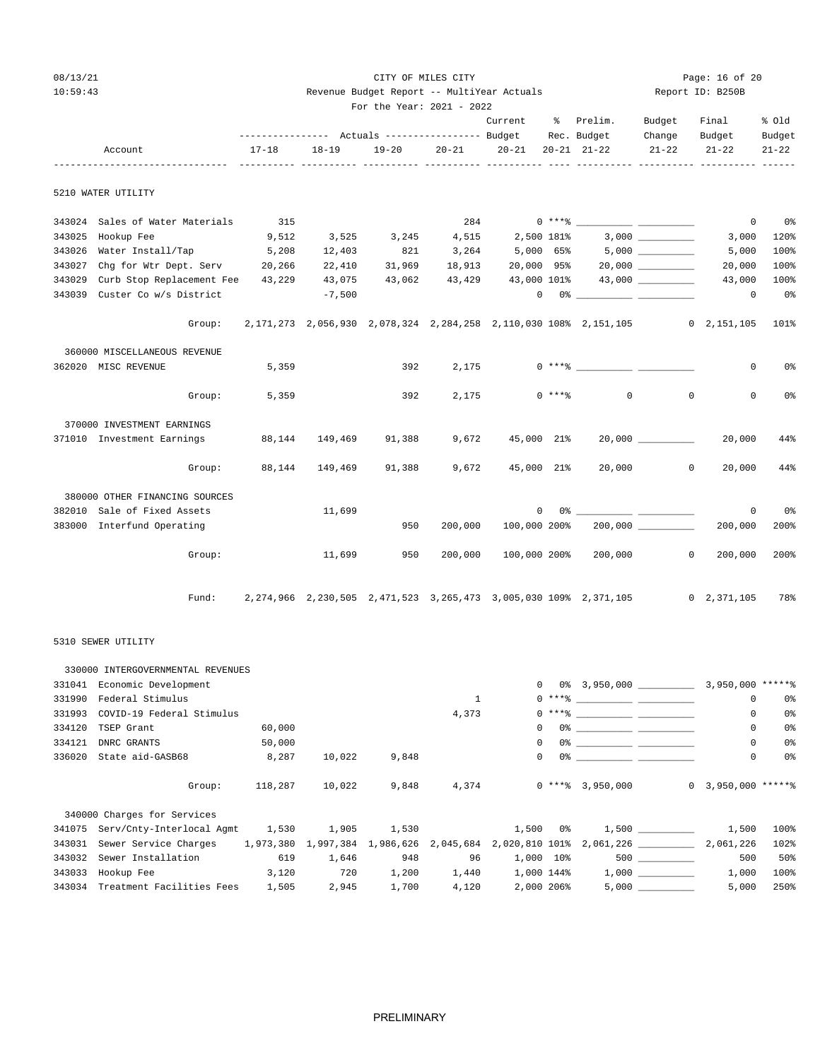CITY OF MILES CITY

Revenue Budget Report -- MultiYear Actuals

For the Year: 2021 - 2022

| Account | | 17-18 Actuals | 18-19 Actuals | 19-20 Actuals | 20-21 Actuals | Current Budget 20-21 | % Rec. 20-21 | Prelim. Budget 21-22 | Budget Change 21-22 | Final Budget 21-22 | % Old Budget 21-22 |
|---|---|---|---|---|---|---|---|---|---|---|---|
| **5210 WATER UTILITY** | | | | | | | | | | | |
| 343024 | Sales of Water Materials | 315 | | | 284 | 0 | ***% | __________ | __________ | 0 | 0% |
| 343025 | Hookup Fee | 9,512 | 3,525 | 3,245 | 4,515 | 2,500 | 181% | 3,000 | __________ | 3,000 | 120% |
| 343026 | Water Install/Tap | 5,208 | 12,403 | 821 | 3,264 | 5,000 | 65% | 5,000 | __________ | 5,000 | 100% |
| 343027 | Chg for Wtr Dept. Serv | 20,266 | 22,410 | 31,969 | 18,913 | 20,000 | 95% | 20,000 | __________ | 20,000 | 100% |
| 343029 | Curb Stop Replacement Fee | 43,229 | 43,075 | 43,062 | 43,429 | 43,000 | 101% | 43,000 | __________ | 43,000 | 100% |
| 343039 | Custer Co w/s District | | -7,500 | | | 0 | 0% | __________ | __________ | 0 | 0% |
| | Group: | 2,171,273 | 2,056,930 | 2,078,324 | 2,284,258 | 2,110,030 | 108% | 2,151,105 | 0 | 2,151,105 | 101% |
| **360000 MISCELLANEOUS REVENUE** | | | | | | | | | | | |
| 362020 | MISC REVENUE | 5,359 | | 392 | 2,175 | 0 | ***% | __________ | __________ | 0 | 0% |
| | Group: | 5,359 | | 392 | 2,175 | 0 | ***% | 0 | 0 | 0 | 0% |
| **370000 INVESTMENT EARNINGS** | | | | | | | | | | | |
| 371010 | Investment Earnings | 88,144 | 149,469 | 91,388 | 9,672 | 45,000 | 21% | 20,000 | __________ | 20,000 | 44% |
| | Group: | 88,144 | 149,469 | 91,388 | 9,672 | 45,000 | 21% | 20,000 | 0 | 20,000 | 44% |
| **380000 OTHER FINANCING SOURCES** | | | | | | | | | | | |
| 382010 | Sale of Fixed Assets | | 11,699 | | | 0 | 0% | __________ | __________ | 0 | 0% |
| 383000 | Interfund Operating | | | 950 | 200,000 | 100,000 | 200% | 200,000 | __________ | 200,000 | 200% |
| | Group: | | 11,699 | 950 | 200,000 | 100,000 | 200% | 200,000 | 0 | 200,000 | 200% |
| | Fund: | 2,274,966 | 2,230,505 | 2,471,523 | 3,265,473 | 3,005,030 | 109% | 2,371,105 | 0 | 2,371,105 | 78% |
| **5310 SEWER UTILITY** | | | | | | | | | | | |
| **330000 INTERGOVERNMENTAL REVENUES** | | | | | | | | | | | |
| 331041 | Economic Development | | | | | 0 | 0% | 3,950,000 | __________ | 3,950,000 | *****% |
| 331990 | Federal Stimulus | | | | 1 | 0 | ***% | __________ | __________ | 0 | 0% |
| 331993 | COVID-19 Federal Stimulus | | | | 4,373 | 0 | ***% | __________ | __________ | 0 | 0% |
| 334120 | TSEP Grant | 60,000 | | | | 0 | 0% | __________ | __________ | 0 | 0% |
| 334121 | DNRC GRANTS | 50,000 | | | | 0 | 0% | __________ | __________ | 0 | 0% |
| 336020 | State aid-GASB68 | 8,287 | 10,022 | 9,848 | | 0 | 0% | __________ | __________ | 0 | 0% |
| | Group: | 118,287 | 10,022 | 9,848 | 4,374 | 0 | ***% | 3,950,000 | 0 | 3,950,000 | *****% |
| **340000 Charges for Services** | | | | | | | | | | | |
| 341075 | Serv/Cnty-Interlocal Agmt | 1,530 | 1,905 | 1,530 | | 1,500 | 0% | 1,500 | __________ | 1,500 | 100% |
| 343031 | Sewer Service Charges | 1,973,380 | 1,997,384 | 1,986,626 | 2,045,684 | 2,020,810 | 101% | 2,061,226 | __________ | 2,061,226 | 102% |
| 343032 | Sewer Installation | 619 | 1,646 | 948 | 96 | 1,000 | 10% | 500 | __________ | 500 | 50% |
| 343033 | Hookup Fee | 3,120 | 720 | 1,200 | 1,440 | 1,000 | 144% | 1,000 | __________ | 1,000 | 100% |
| 343034 | Treatment Facilities Fees | 1,505 | 2,945 | 1,700 | 4,120 | 2,000 | 206% | 5,000 | __________ | 5,000 | 250% |

PRELIMINARY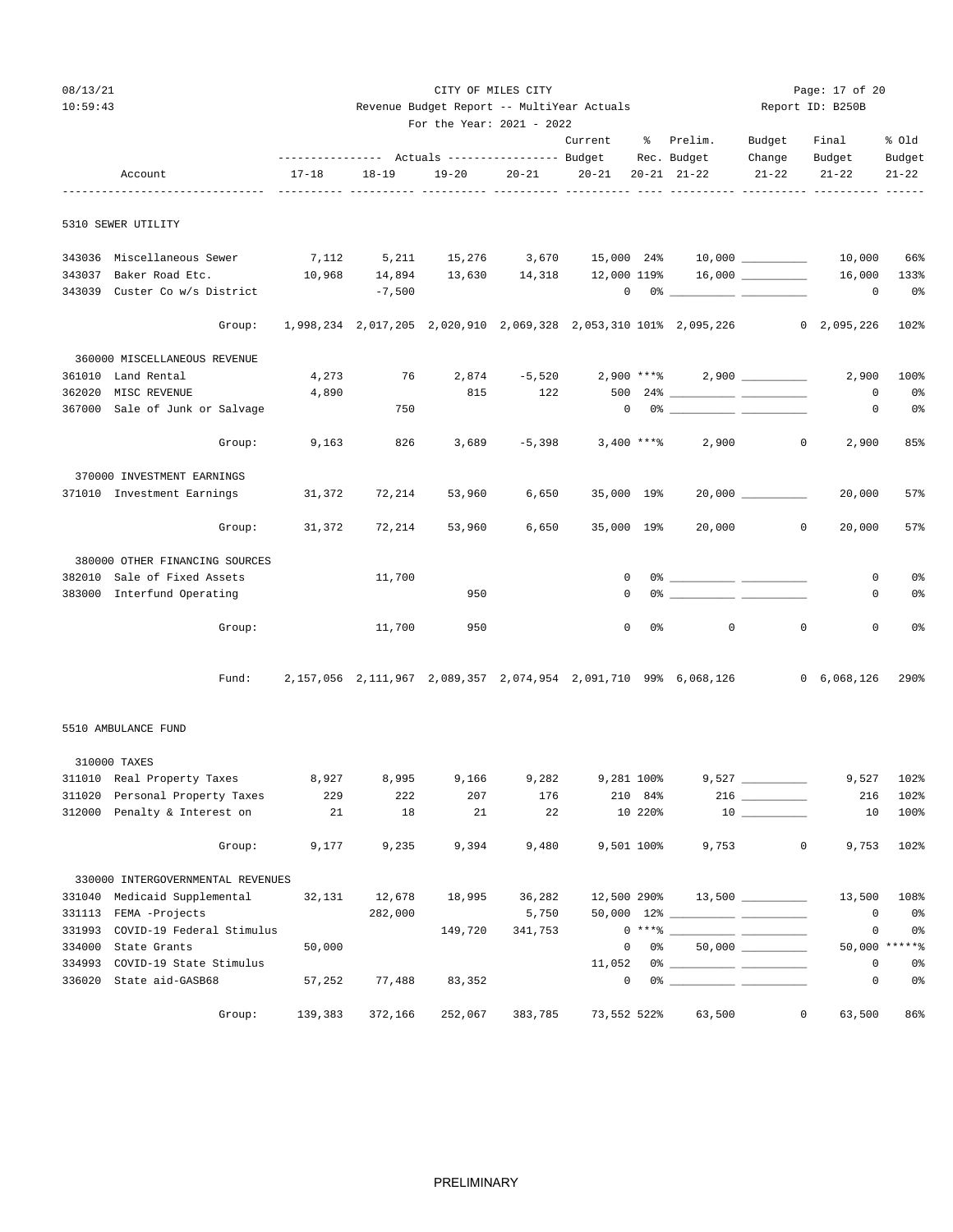CITY OF MILES CITY

Revenue Budget Report -- MultiYear Actuals

For the Year: 2021 - 2022

08/13/21 10:59:43 Report ID: B250B

| Account | 17-18 Actuals | 18-19 Actuals | 19-20 Actuals | 20-21 Actuals | Current Budget 20-21 | % Rec. 20-21 | Prelim. Budget 21-22 | Budget Change 21-22 | Final Budget 21-22 | % Old Budget 21-22 |
|---|---|---|---|---|---|---|---|---|---|---|
| **5310 SEWER UTILITY** | | | | | | | | | | |
| 343036 Miscellaneous Sewer | 7,112 | 5,211 | 15,276 | 3,670 | 15,000 | 24% | 10,000 | ______ | 10,000 | 66% |
| 343037 Baker Road Etc. | 10,968 | 14,894 | 13,630 | 14,318 | 12,000 | 119% | 16,000 | ______ | 16,000 | 133% |
| 343039 Custer Co w/s District | | -7,500 | | | 0 | 0% | ______ | ______ | 0 | 0% |
| Group: | 1,998,234 | 2,017,205 | 2,020,910 | 2,069,328 | 2,053,310 | 101% | 2,095,226 | 0 | 2,095,226 | 102% |
| **360000 MISCELLANEOUS REVENUE** | | | | | | | | | | |
| 361010 Land Rental | 4,273 | 76 | 2,874 | -5,520 | 2,900 | ***% | 2,900 | ______ | 2,900 | 100% |
| 362020 MISC REVENUE | 4,890 | | 815 | 122 | 500 | 24% | ______ | ______ | 0 | 0% |
| 367000 Sale of Junk or Salvage | | 750 | | | 0 | 0% | ______ | ______ | 0 | 0% |
| Group: | 9,163 | 826 | 3,689 | -5,398 | 3,400 | ***% | 2,900 | 0 | 2,900 | 85% |
| **370000 INVESTMENT EARNINGS** | | | | | | | | | | |
| 371010 Investment Earnings | 31,372 | 72,214 | 53,960 | 6,650 | 35,000 | 19% | 20,000 | ______ | 20,000 | 57% |
| Group: | 31,372 | 72,214 | 53,960 | 6,650 | 35,000 | 19% | 20,000 | 0 | 20,000 | 57% |
| **380000 OTHER FINANCING SOURCES** | | | | | | | | | | |
| 382010 Sale of Fixed Assets | | 11,700 | | | 0 | 0% | ______ | ______ | 0 | 0% |
| 383000 Interfund Operating | | | 950 | | 0 | 0% | ______ | ______ | 0 | 0% |
| Group: | | 11,700 | 950 | | 0 | 0% | 0 | 0 | 0 | 0% |
| Fund: | 2,157,056 | 2,111,967 | 2,089,357 | 2,074,954 | 2,091,710 | 99% | 6,068,126 | 0 | 6,068,126 | 290% |
| **5510 AMBULANCE FUND** | | | | | | | | | | |
| **310000 TAXES** | | | | | | | | | | |
| 311010 Real Property Taxes | 8,927 | 8,995 | 9,166 | 9,282 | 9,281 | 100% | 9,527 | ______ | 9,527 | 102% |
| 311020 Personal Property Taxes | 229 | 222 | 207 | 176 | 210 | 84% | 216 | ______ | 216 | 102% |
| 312000 Penalty & Interest on | 21 | 18 | 21 | 22 | 10 | 220% | 10 | ______ | 10 | 100% |
| Group: | 9,177 | 9,235 | 9,394 | 9,480 | 9,501 | 100% | 9,753 | 0 | 9,753 | 102% |
| **330000 INTERGOVERNMENTAL REVENUES** | | | | | | | | | | |
| 331040 Medicaid Supplemental | 32,131 | 12,678 | 18,995 | 36,282 | 12,500 | 290% | 13,500 | ______ | 13,500 | 108% |
| 331113 FEMA -Projects | | 282,000 | | 5,750 | 50,000 | 12% | ______ | ______ | 0 | 0% |
| 331993 COVID-19 Federal Stimulus | | | 149,720 | 341,753 | 0 | ***% | ______ | ______ | 0 | 0% |
| 334000 State Grants | 50,000 | | | | 0 | 0% | 50,000 | ______ | 50,000 | *****% |
| 334993 COVID-19 State Stimulus | | | | | 11,052 | 0% | ______ | ______ | 0 | 0% |
| 336020 State aid-GASB68 | 57,252 | 77,488 | 83,352 | | 0 | 0% | ______ | ______ | 0 | 0% |
| Group: | 139,383 | 372,166 | 252,067 | 383,785 | 73,552 | 522% | 63,500 | 0 | 63,500 | 86% |

PRELIMINARY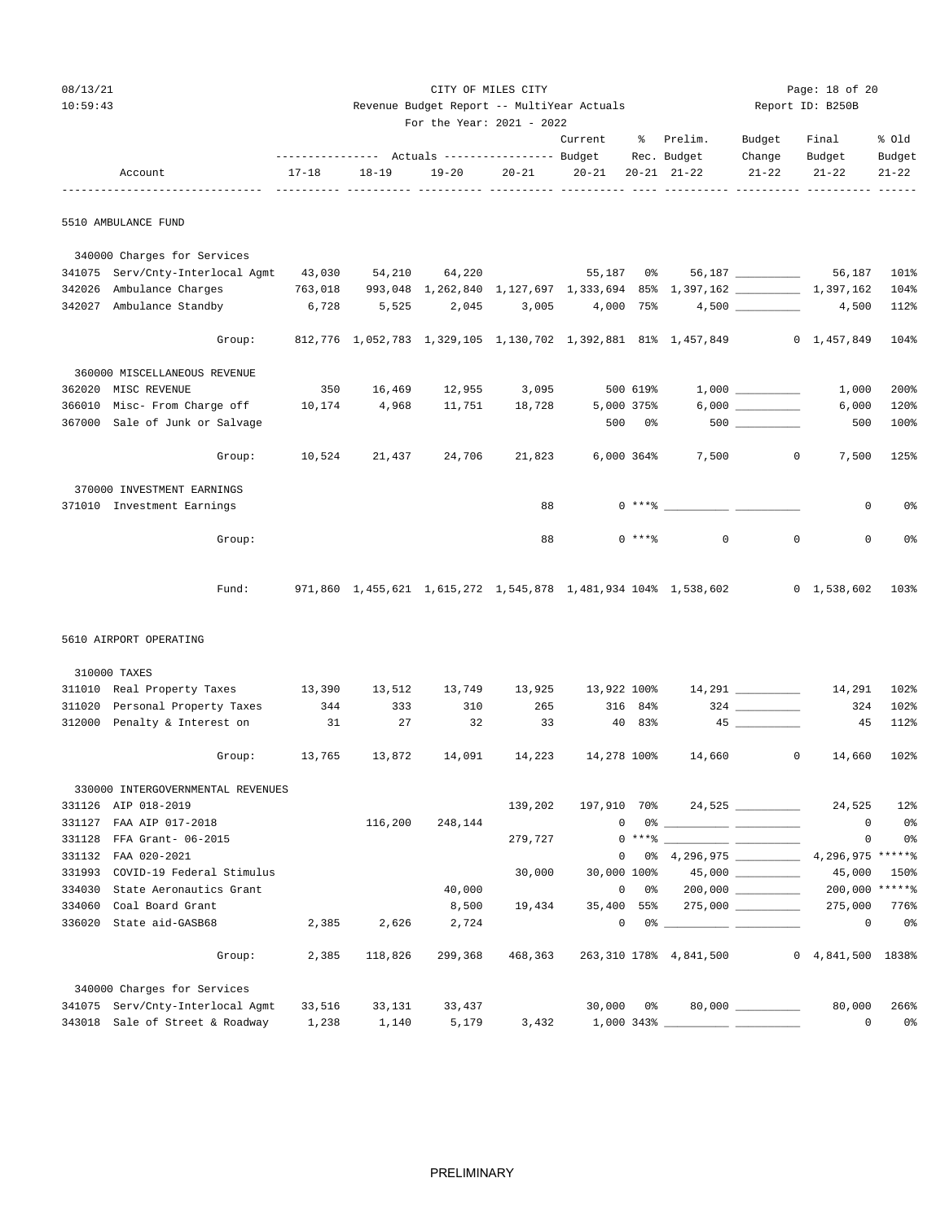CITY OF MILES CITY

Revenue Budget Report -- MultiYear Actuals

For the Year: 2021 - 2022

| Account | 17-18 | 18-19 | 19-20 | 20-21 | Current Budget 20-21 | % Rec. 20-21 | Prelim. Budget 21-22 | Budget Change 21-22 | Final Budget 21-22 | % Old Budget 21-22 |
|---|---|---|---|---|---|---|---|---|---|---|
| **5510 AMBULANCE FUND** | | | | | | | | | | |
| 340000 Charges for Services | | | | | | | | | | |
| 341075 Serv/Cnty-Interlocal Agmt | 43,030 | 54,210 | 64,220 | | 55,187 | 0% | 56,187 | ______ | 56,187 | 101% |
| 342026 Ambulance Charges | 763,018 | 993,048 | 1,262,840 | 1,127,697 | 1,333,694 | 85% | 1,397,162 | ______ | 1,397,162 | 104% |
| 342027 Ambulance Standby | 6,728 | 5,525 | 2,045 | 3,005 | 4,000 | 75% | 4,500 | ______ | 4,500 | 112% |
| Group: | 812,776 | 1,052,783 | 1,329,105 | 1,130,702 | 1,392,881 | 81% | 1,457,849 | 0 | 1,457,849 | 104% |
| 360000 MISCELLANEOUS REVENUE | | | | | | | | | | |
| 362020 MISC REVENUE | 350 | 16,469 | 12,955 | 3,095 | 500 | 619% | 1,000 | ______ | 1,000 | 200% |
| 366010 Misc- From Charge off | 10,174 | 4,968 | 11,751 | 18,728 | 5,000 | 375% | 6,000 | ______ | 6,000 | 120% |
| 367000 Sale of Junk or Salvage | | | | | 500 | 0% | 500 | ______ | 500 | 100% |
| Group: | 10,524 | 21,437 | 24,706 | 21,823 | 6,000 | 364% | 7,500 | 0 | 7,500 | 125% |
| 370000 INVESTMENT EARNINGS | | | | | | | | | | |
| 371010 Investment Earnings | | | | 88 | 0 | ***% | ______ | ______ | 0 | 0% |
| Group: | | | | 88 | 0 | ***% | 0 | 0 | 0 | 0% |
| Fund: | 971,860 | 1,455,621 | 1,615,272 | 1,545,878 | 1,481,934 | 104% | 1,538,602 | 0 | 1,538,602 | 103% |
| **5610 AIRPORT OPERATING** | | | | | | | | | | |
| 310000 TAXES | | | | | | | | | | |
| 311010 Real Property Taxes | 13,390 | 13,512 | 13,749 | 13,925 | 13,922 | 100% | 14,291 | ______ | 14,291 | 102% |
| 311020 Personal Property Taxes | 344 | 333 | 310 | 265 | 316 | 84% | 324 | ______ | 324 | 102% |
| 312000 Penalty & Interest on | 31 | 27 | 32 | 33 | 40 | 83% | 45 | ______ | 45 | 112% |
| Group: | 13,765 | 13,872 | 14,091 | 14,223 | 14,278 | 100% | 14,660 | 0 | 14,660 | 102% |
| 330000 INTERGOVERNMENTAL REVENUES | | | | | | | | | | |
| 331126 AIP 018-2019 | | | | 139,202 | 197,910 | 70% | 24,525 | ______ | 24,525 | 12% |
| 331127 FAA AIP 017-2018 | | 116,200 | 248,144 | | 0 | 0% | ______ | ______ | 0 | 0% |
| 331128 FFA Grant- 06-2015 | | | | 279,727 | 0 | ***% | ______ | ______ | 0 | 0% |
| 331132 FAA 020-2021 | | | | | 0 | 0% | 4,296,975 | ______ | 4,296,975 | *****% |
| 331993 COVID-19 Federal Stimulus | | | | 30,000 | 30,000 | 100% | 45,000 | ______ | 45,000 | 150% |
| 334030 State Aeronautics Grant | | | 40,000 | | 0 | 0% | 200,000 | ______ | 200,000 | *****% |
| 334060 Coal Board Grant | | | 8,500 | 19,434 | 35,400 | 55% | 275,000 | ______ | 275,000 | 776% |
| 336020 State aid-GASB68 | 2,385 | 2,626 | 2,724 | | 0 | 0% | ______ | ______ | 0 | 0% |
| Group: | 2,385 | 118,826 | 299,368 | 468,363 | 263,310 | 178% | 4,841,500 | 0 | 4,841,500 | 1838% |
| 340000 Charges for Services | | | | | | | | | | |
| 341075 Serv/Cnty-Interlocal Agmt | 33,516 | 33,131 | 33,437 | | 30,000 | 0% | 80,000 | ______ | 80,000 | 266% |
| 343018 Sale of Street & Roadway | 1,238 | 1,140 | 5,179 | 3,432 | 1,000 | 343% | ______ | ______ | 0 | 0% |

PRELIMINARY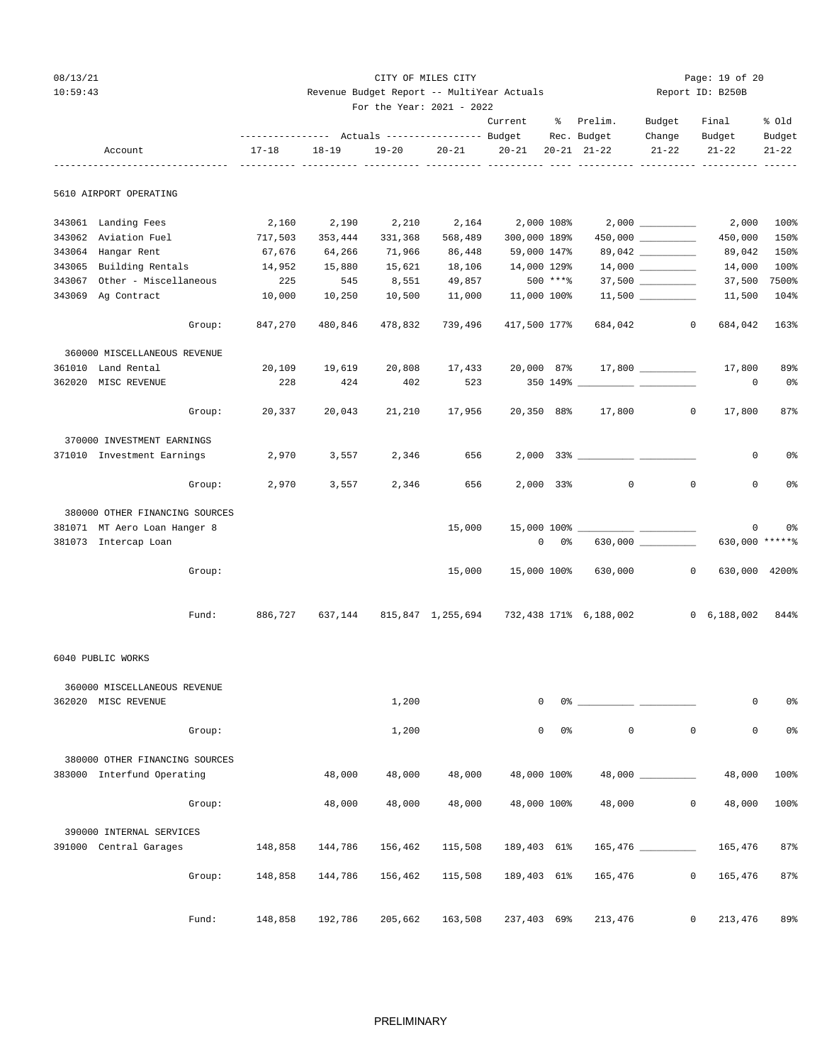CITY OF MILES CITY

Revenue Budget Report -- MultiYear Actuals

For the Year: 2021 - 2022

| Account | Actuals 17-18 | Actuals 18-19 | Actuals 19-20 | Actuals 20-21 | Current Budget 20-21 | % Rec. 20-21 | Prelim. Budget 21-22 | Budget Change 21-22 | Final Budget 21-22 | % Old Budget 21-22 |
|---|---|---|---|---|---|---|---|---|---|---|
| **5610 AIRPORT OPERATING** | | | | | | | | | | |
| 343061 Landing Fees | 2,160 | 2,190 | 2,210 | 2,164 | 2,000 | 108% | 2,000 | | 2,000 | 100% |
| 343062 Aviation Fuel | 717,503 | 353,444 | 331,368 | 568,489 | 300,000 | 189% | 450,000 | | 450,000 | 150% |
| 343064 Hangar Rent | 67,676 | 64,266 | 71,966 | 86,448 | 59,000 | 147% | 89,042 | | 89,042 | 150% |
| 343065 Building Rentals | 14,952 | 15,880 | 15,621 | 18,106 | 14,000 | 129% | 14,000 | | 14,000 | 100% |
| 343067 Other - Miscellaneous | 225 | 545 | 8,551 | 49,857 | 500 | ***% | 37,500 | | 37,500 | 7500% |
| 343069 Ag Contract | 10,000 | 10,250 | 10,500 | 11,000 | 11,000 | 100% | 11,500 | | 11,500 | 104% |
| Group: | 847,270 | 480,846 | 478,832 | 739,496 | 417,500 | 177% | 684,042 | 0 | 684,042 | 163% |
| 360000 MISCELLANEOUS REVENUE | | | | | | | | | | |
| 361010 Land Rental | 20,109 | 19,619 | 20,808 | 17,433 | 20,000 | 87% | 17,800 | | 17,800 | 89% |
| 362020 MISC REVENUE | 228 | 424 | 402 | 523 | 350 | 149% | | | 0 | 0% |
| Group: | 20,337 | 20,043 | 21,210 | 17,956 | 20,350 | 88% | 17,800 | 0 | 17,800 | 87% |
| 370000 INVESTMENT EARNINGS | | | | | | | | | | |
| 371010 Investment Earnings | 2,970 | 3,557 | 2,346 | 656 | 2,000 | 33% | | | 0 | 0% |
| Group: | 2,970 | 3,557 | 2,346 | 656 | 2,000 | 33% | 0 | 0 | 0 | 0% |
| 380000 OTHER FINANCING SOURCES | | | | | | | | | | |
| 381071 MT Aero Loan Hanger 8 | | | | 15,000 | 15,000 | 100% | | | 0 | 0% |
| 381073 Intercap Loan | | | | | 0 | 0% | 630,000 | | 630,000 | *****% |
| Group: | | | | 15,000 | 15,000 | 100% | 630,000 | 0 | 630,000 | 4200% |
| Fund: | 886,727 | 637,144 | 815,847 | 1,255,694 | 732,438 | 171% | 6,188,002 | 0 | 6,188,002 | 844% |
| **6040 PUBLIC WORKS** | | | | | | | | | | |
| 360000 MISCELLANEOUS REVENUE | | | | | | | | | | |
| 362020 MISC REVENUE | | | 1,200 | | 0 | 0% | | | 0 | 0% |
| Group: | | | 1,200 | | 0 | 0% | 0 | 0 | 0 | 0% |
| 380000 OTHER FINANCING SOURCES | | | | | | | | | | |
| 383000 Interfund Operating | | 48,000 | 48,000 | 48,000 | 48,000 | 100% | 48,000 | | 48,000 | 100% |
| Group: | | 48,000 | 48,000 | 48,000 | 48,000 | 100% | 48,000 | 0 | 48,000 | 100% |
| 390000 INTERNAL SERVICES | | | | | | | | | | |
| 391000 Central Garages | 148,858 | 144,786 | 156,462 | 115,508 | 189,403 | 61% | 165,476 | | 165,476 | 87% |
| Group: | 148,858 | 144,786 | 156,462 | 115,508 | 189,403 | 61% | 165,476 | 0 | 165,476 | 87% |
| Fund: | 148,858 | 192,786 | 205,662 | 163,508 | 237,403 | 69% | 213,476 | 0 | 213,476 | 89% |

PRELIMINARY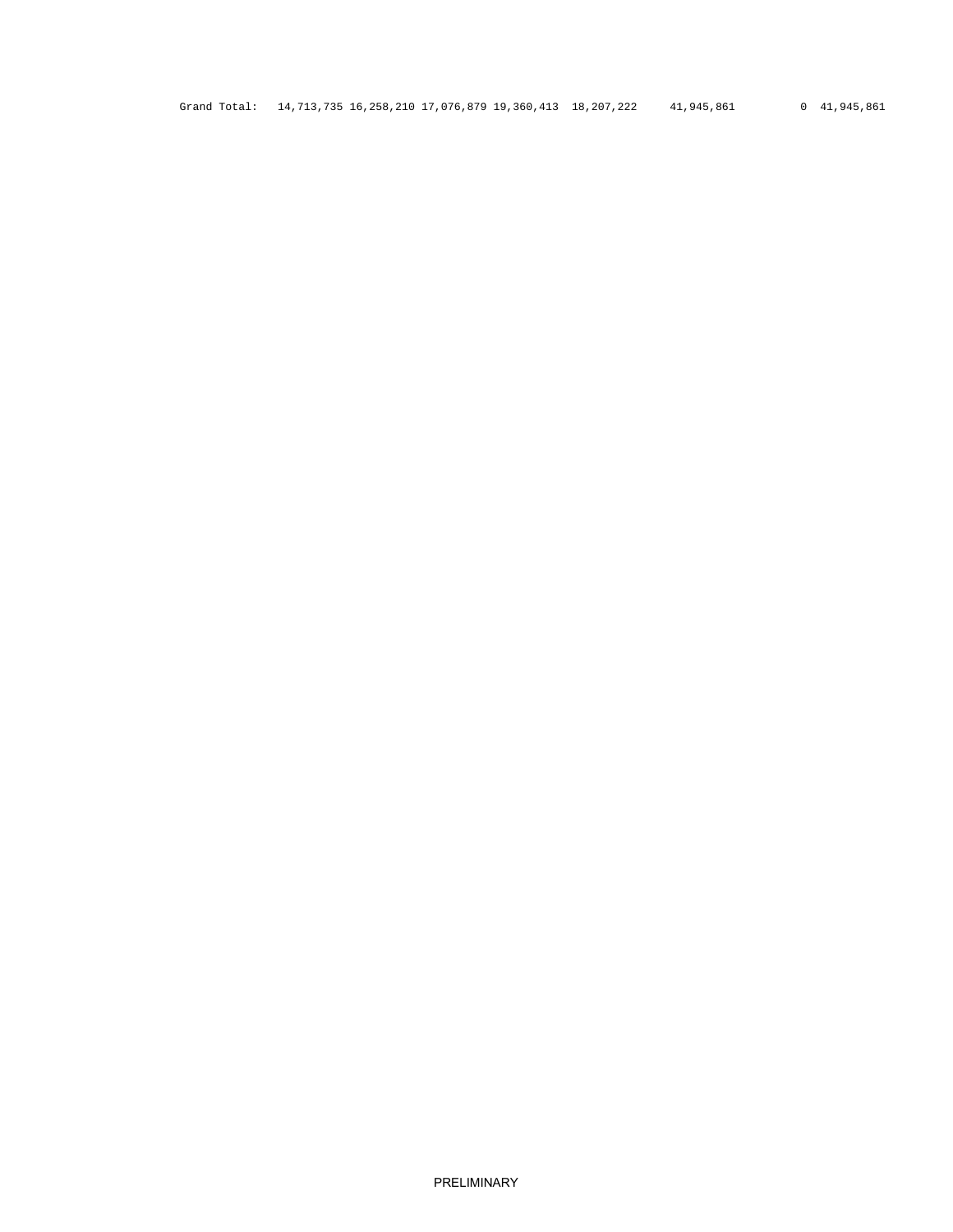| | | | | | | | | |
|---|---|---|---|---|---|---|---|---|
| Grand Total: | 14,713,735 | 16,258,210 | 17,076,879 | 19,360,413 | 18,207,222 | 41,945,861 | 0 | 41,945,861 |

PRELIMINARY